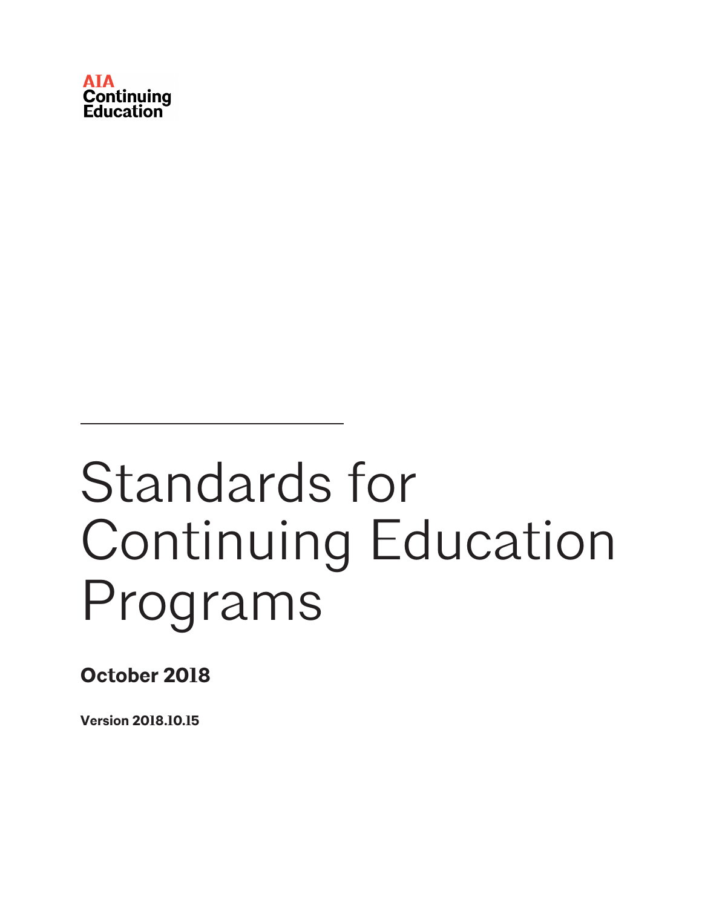AIA
Continuing
Education

# Standards for Continuing Education Programs

**October 2018**

**Version 2018.10.15**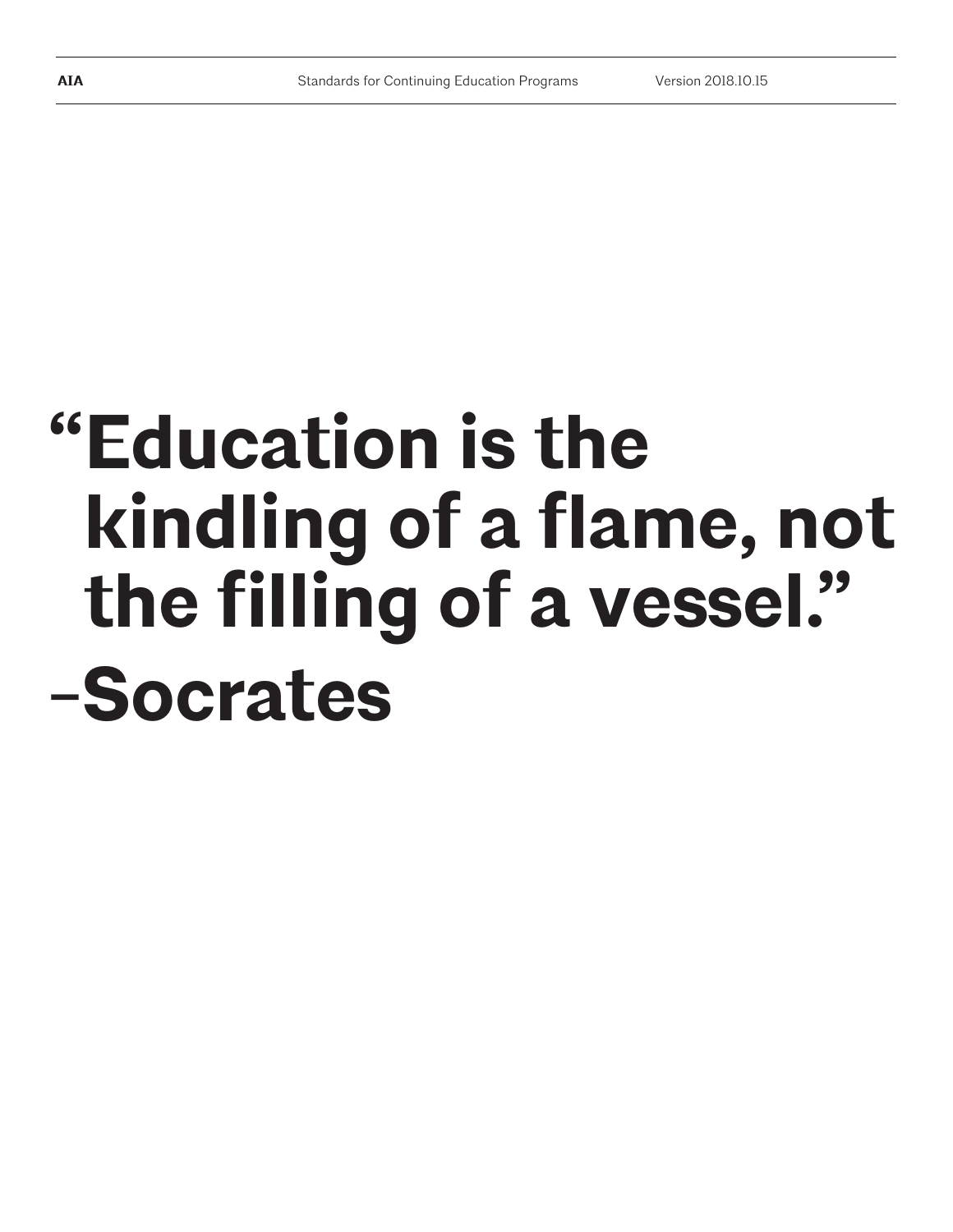# "Education is the kindling of a flame, not the filling of a vessel." –Socrates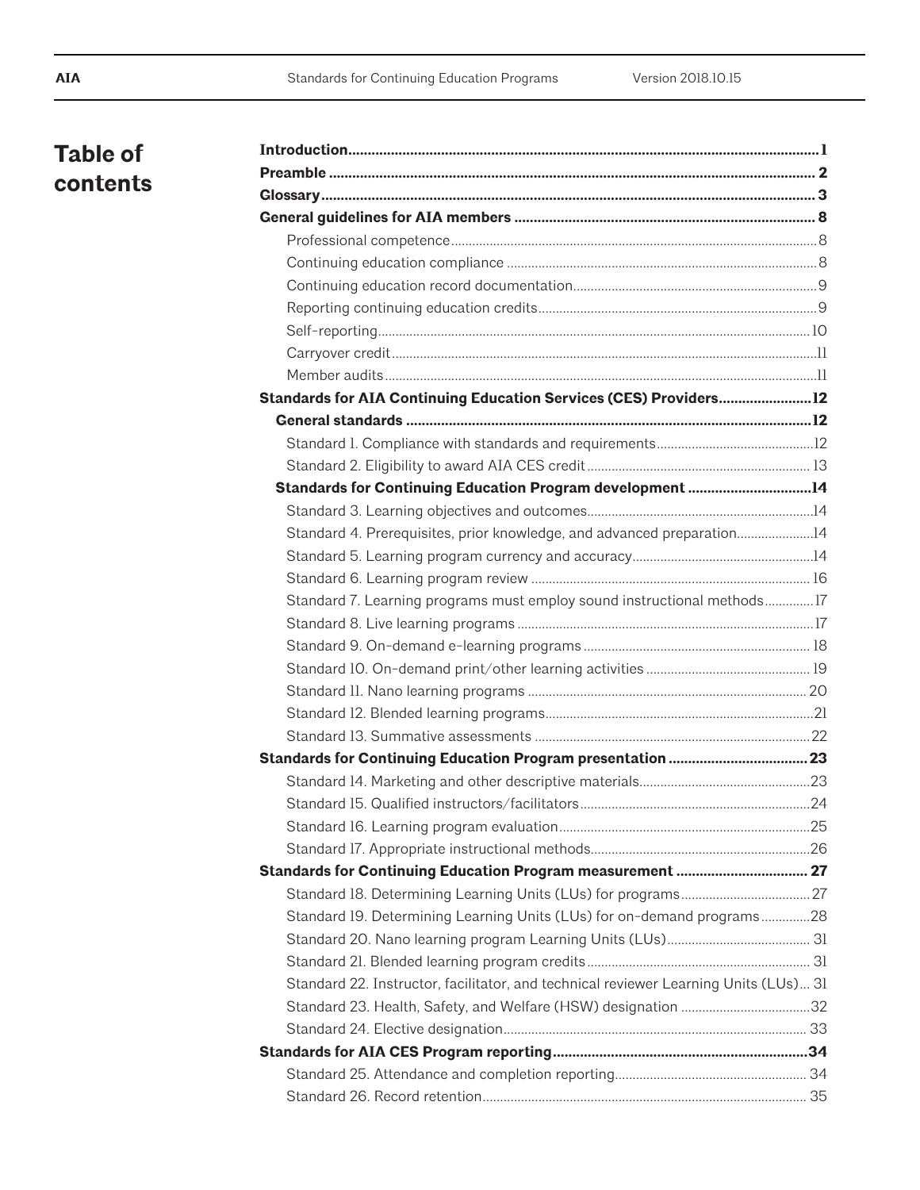# Table of contents

**Introduction** ........ 1

**Preamble** ........ 2

**Glossary** ........ 3

**General guidelines for AIA members** ........ 8

- Professional competence ........ 8
- Continuing education compliance ........ 8
- Continuing education record documentation ........ 9
- Reporting continuing education credits ........ 9
- Self-reporting ........ 10
- Carryover credit ........ 11
- Member audits ........ 11

**Standards for AIA Continuing Education Services (CES) Providers** ........ 12

**General standards** ........ 12

- Standard 1. Compliance with standards and requirements ........ 12
- Standard 2. Eligibility to award AIA CES credit ........ 13

**Standards for Continuing Education Program development** ........ 14

- Standard 3. Learning objectives and outcomes ........ 14
- Standard 4. Prerequisites, prior knowledge, and advanced preparation ........ 14
- Standard 5. Learning program currency and accuracy ........ 14
- Standard 6. Learning program review ........ 16
- Standard 7. Learning programs must employ sound instructional methods ........ 17
- Standard 8. Live learning programs ........ 17
- Standard 9. On-demand e-learning programs ........ 18
- Standard 10. On-demand print/other learning activities ........ 19
- Standard 11. Nano learning programs ........ 20
- Standard 12. Blended learning programs ........ 21
- Standard 13. Summative assessments ........ 22

**Standards for Continuing Education Program presentation** ........ 23

- Standard 14. Marketing and other descriptive materials ........ 23
- Standard 15. Qualified instructors/facilitators ........ 24
- Standard 16. Learning program evaluation ........ 25
- Standard 17. Appropriate instructional methods ........ 26

**Standards for Continuing Education Program measurement** ........ 27

- Standard 18. Determining Learning Units (LUs) for programs ........ 27
- Standard 19. Determining Learning Units (LUs) for on-demand programs ........ 28
- Standard 20. Nano learning program Learning Units (LUs) ........ 31
- Standard 21. Blended learning program credits ........ 31
- Standard 22. Instructor, facilitator, and technical reviewer Learning Units (LUs) ........ 31
- Standard 23. Health, Safety, and Welfare (HSW) designation ........ 32
- Standard 24. Elective designation ........ 33

**Standards for AIA CES Program reporting** ........ 34

- Standard 25. Attendance and completion reporting ........ 34
- Standard 26. Record retention ........ 35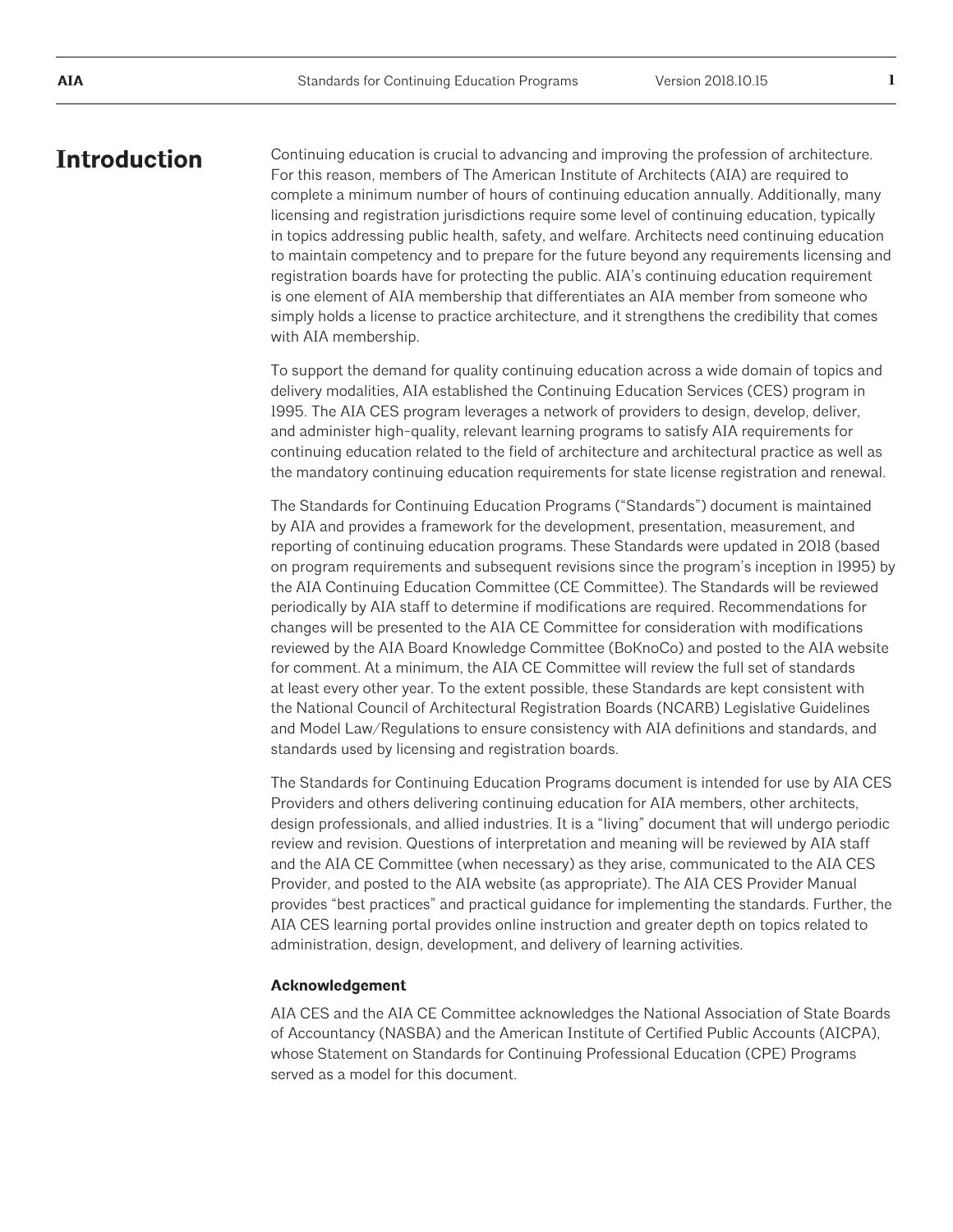# Introduction

Continuing education is crucial to advancing and improving the profession of architecture. For this reason, members of The American Institute of Architects (AIA) are required to complete a minimum number of hours of continuing education annually. Additionally, many licensing and registration jurisdictions require some level of continuing education, typically in topics addressing public health, safety, and welfare. Architects need continuing education to maintain competency and to prepare for the future beyond any requirements licensing and registration boards have for protecting the public. AIA's continuing education requirement is one element of AIA membership that differentiates an AIA member from someone who simply holds a license to practice architecture, and it strengthens the credibility that comes with AIA membership.

To support the demand for quality continuing education across a wide domain of topics and delivery modalities, AIA established the Continuing Education Services (CES) program in 1995. The AIA CES program leverages a network of providers to design, develop, deliver, and administer high-quality, relevant learning programs to satisfy AIA requirements for continuing education related to the field of architecture and architectural practice as well as the mandatory continuing education requirements for state license registration and renewal.

The Standards for Continuing Education Programs ("Standards") document is maintained by AIA and provides a framework for the development, presentation, measurement, and reporting of continuing education programs. These Standards were updated in 2018 (based on program requirements and subsequent revisions since the program's inception in 1995) by the AIA Continuing Education Committee (CE Committee). The Standards will be reviewed periodically by AIA staff to determine if modifications are required. Recommendations for changes will be presented to the AIA CE Committee for consideration with modifications reviewed by the AIA Board Knowledge Committee (BoKnoCo) and posted to the AIA website for comment. At a minimum, the AIA CE Committee will review the full set of standards at least every other year. To the extent possible, these Standards are kept consistent with the National Council of Architectural Registration Boards (NCARB) Legislative Guidelines and Model Law/Regulations to ensure consistency with AIA definitions and standards, and standards used by licensing and registration boards.

The Standards for Continuing Education Programs document is intended for use by AIA CES Providers and others delivering continuing education for AIA members, other architects, design professionals, and allied industries. It is a "living" document that will undergo periodic review and revision. Questions of interpretation and meaning will be reviewed by AIA staff and the AIA CE Committee (when necessary) as they arise, communicated to the AIA CES Provider, and posted to the AIA website (as appropriate). The AIA CES Provider Manual provides "best practices" and practical guidance for implementing the standards. Further, the AIA CES learning portal provides online instruction and greater depth on topics related to administration, design, development, and delivery of learning activities.

**Acknowledgement**

AIA CES and the AIA CE Committee acknowledges the National Association of State Boards of Accountancy (NASBA) and the American Institute of Certified Public Accounts (AICPA), whose Statement on Standards for Continuing Professional Education (CPE) Programs served as a model for this document.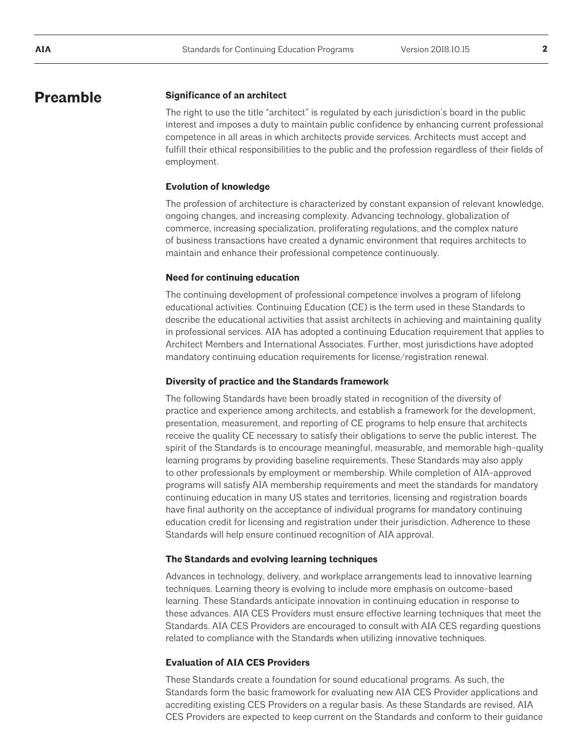# Preamble

### Significance of an architect

The right to use the title "architect" is regulated by each jurisdiction's board in the public interest and imposes a duty to maintain public confidence by enhancing current professional competence in all areas in which architects provide services. Architects must accept and fulfill their ethical responsibilities to the public and the profession regardless of their fields of employment.

### Evolution of knowledge

The profession of architecture is characterized by constant expansion of relevant knowledge, ongoing changes, and increasing complexity. Advancing technology, globalization of commerce, increasing specialization, proliferating regulations, and the complex nature of business transactions have created a dynamic environment that requires architects to maintain and enhance their professional competence continuously.

### Need for continuing education

The continuing development of professional competence involves a program of lifelong educational activities. Continuing Education (CE) is the term used in these Standards to describe the educational activities that assist architects in achieving and maintaining quality in professional services. AIA has adopted a continuing Education requirement that applies to Architect Members and International Associates. Further, most jurisdictions have adopted mandatory continuing education requirements for license/registration renewal.

### Diversity of practice and the Standards framework

The following Standards have been broadly stated in recognition of the diversity of practice and experience among architects, and establish a framework for the development, presentation, measurement, and reporting of CE programs to help ensure that architects receive the quality CE necessary to satisfy their obligations to serve the public interest. The spirit of the Standards is to encourage meaningful, measurable, and memorable high-quality learning programs by providing baseline requirements. These Standards may also apply to other professionals by employment or membership. While completion of AIA-approved programs will satisfy AIA membership requirements and meet the standards for mandatory continuing education in many US states and territories, licensing and registration boards have final authority on the acceptance of individual programs for mandatory continuing education credit for licensing and registration under their jurisdiction. Adherence to these Standards will help ensure continued recognition of AIA approval.

### The Standards and evolving learning techniques

Advances in technology, delivery, and workplace arrangements lead to innovative learning techniques. Learning theory is evolving to include more emphasis on outcome-based learning. These Standards anticipate innovation in continuing education in response to these advances. AIA CES Providers must ensure effective learning techniques that meet the Standards. AIA CES Providers are encouraged to consult with AIA CES regarding questions related to compliance with the Standards when utilizing innovative techniques.

### Evaluation of AIA CES Providers

These Standards create a foundation for sound educational programs. As such, the Standards form the basic framework for evaluating new AIA CES Provider applications and accrediting existing CES Providers on a regular basis. As these Standards are revised, AIA CES Providers are expected to keep current on the Standards and conform to their guidance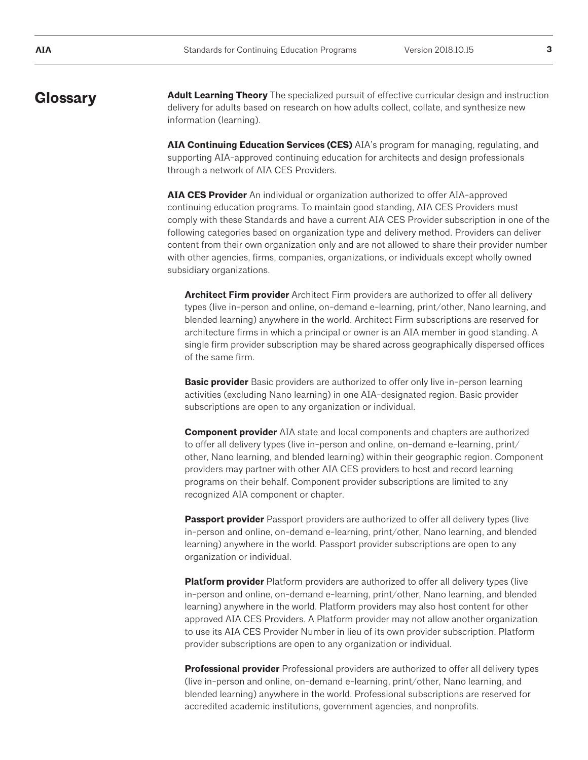## Glossary

**Adult Learning Theory** The specialized pursuit of effective curricular design and instruction delivery for adults based on research on how adults collect, collate, and synthesize new information (learning).

**AIA Continuing Education Services (CES)** AIA's program for managing, regulating, and supporting AIA-approved continuing education for architects and design professionals through a network of AIA CES Providers.

**AIA CES Provider** An individual or organization authorized to offer AIA-approved continuing education programs. To maintain good standing, AIA CES Providers must comply with these Standards and have a current AIA CES Provider subscription in one of the following categories based on organization type and delivery method. Providers can deliver content from their own organization only and are not allowed to share their provider number with other agencies, firms, companies, organizations, or individuals except wholly owned subsidiary organizations.

> **Architect Firm provider** Architect Firm providers are authorized to offer all delivery types (live in-person and online, on-demand e-learning, print/other, Nano learning, and blended learning) anywhere in the world. Architect Firm subscriptions are reserved for architecture firms in which a principal or owner is an AIA member in good standing. A single firm provider subscription may be shared across geographically dispersed offices of the same firm.
>
> **Basic provider** Basic providers are authorized to offer only live in-person learning activities (excluding Nano learning) in one AIA-designated region. Basic provider subscriptions are open to any organization or individual.
>
> **Component provider** AIA state and local components and chapters are authorized to offer all delivery types (live in-person and online, on-demand e-learning, print/other, Nano learning, and blended learning) within their geographic region. Component providers may partner with other AIA CES providers to host and record learning programs on their behalf. Component provider subscriptions are limited to any recognized AIA component or chapter.
>
> **Passport provider** Passport providers are authorized to offer all delivery types (live in-person and online, on-demand e-learning, print/other, Nano learning, and blended learning) anywhere in the world. Passport provider subscriptions are open to any organization or individual.
>
> **Platform provider** Platform providers are authorized to offer all delivery types (live in-person and online, on-demand e-learning, print/other, Nano learning, and blended learning) anywhere in the world. Platform providers may also host content for other approved AIA CES Providers. A Platform provider may not allow another organization to use its AIA CES Provider Number in lieu of its own provider subscription. Platform provider subscriptions are open to any organization or individual.
>
> **Professional provider** Professional providers are authorized to offer all delivery types (live in-person and online, on-demand e-learning, print/other, Nano learning, and blended learning) anywhere in the world. Professional subscriptions are reserved for accredited academic institutions, government agencies, and nonprofits.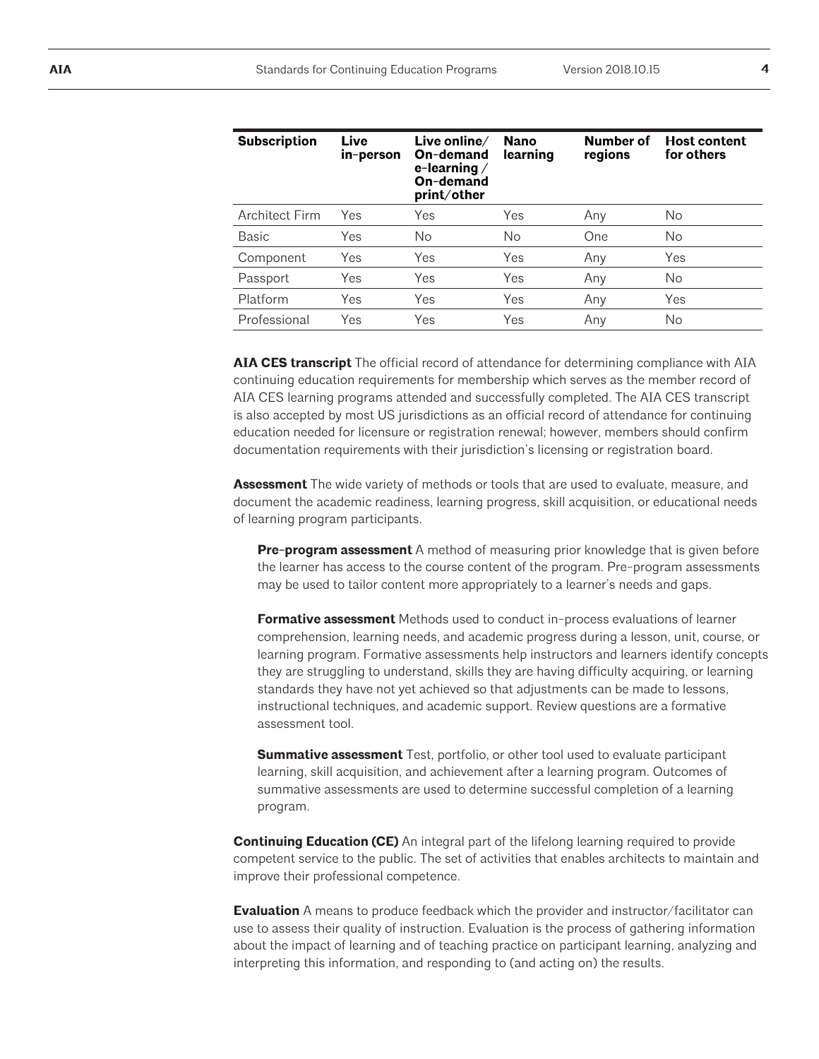| Subscription | Live in-person | Live online/ On-demand e-learning / On-demand print/other | Nano learning | Number of regions | Host content for others |
|---|---|---|---|---|---|
| Architect Firm | Yes | Yes | Yes | Any | No |
| Basic | Yes | No | No | One | No |
| Component | Yes | Yes | Yes | Any | Yes |
| Passport | Yes | Yes | Yes | Any | No |
| Platform | Yes | Yes | Yes | Any | Yes |
| Professional | Yes | Yes | Yes | Any | No |

**AIA CES transcript** The official record of attendance for determining compliance with AIA continuing education requirements for membership which serves as the member record of AIA CES learning programs attended and successfully completed. The AIA CES transcript is also accepted by most US jurisdictions as an official record of attendance for continuing education needed for licensure or registration renewal; however, members should confirm documentation requirements with their jurisdiction's licensing or registration board.

**Assessment** The wide variety of methods or tools that are used to evaluate, measure, and document the academic readiness, learning progress, skill acquisition, or educational needs of learning program participants.

> **Pre-program assessment** A method of measuring prior knowledge that is given before the learner has access to the course content of the program. Pre-program assessments may be used to tailor content more appropriately to a learner's needs and gaps.
>
> **Formative assessment** Methods used to conduct in-process evaluations of learner comprehension, learning needs, and academic progress during a lesson, unit, course, or learning program. Formative assessments help instructors and learners identify concepts they are struggling to understand, skills they are having difficulty acquiring, or learning standards they have not yet achieved so that adjustments can be made to lessons, instructional techniques, and academic support. Review questions are a formative assessment tool.
>
> **Summative assessment** Test, portfolio, or other tool used to evaluate participant learning, skill acquisition, and achievement after a learning program. Outcomes of summative assessments are used to determine successful completion of a learning program.

**Continuing Education (CE)** An integral part of the lifelong learning required to provide competent service to the public. The set of activities that enables architects to maintain and improve their professional competence.

**Evaluation** A means to produce feedback which the provider and instructor/facilitator can use to assess their quality of instruction. Evaluation is the process of gathering information about the impact of learning and of teaching practice on participant learning, analyzing and interpreting this information, and responding to (and acting on) the results.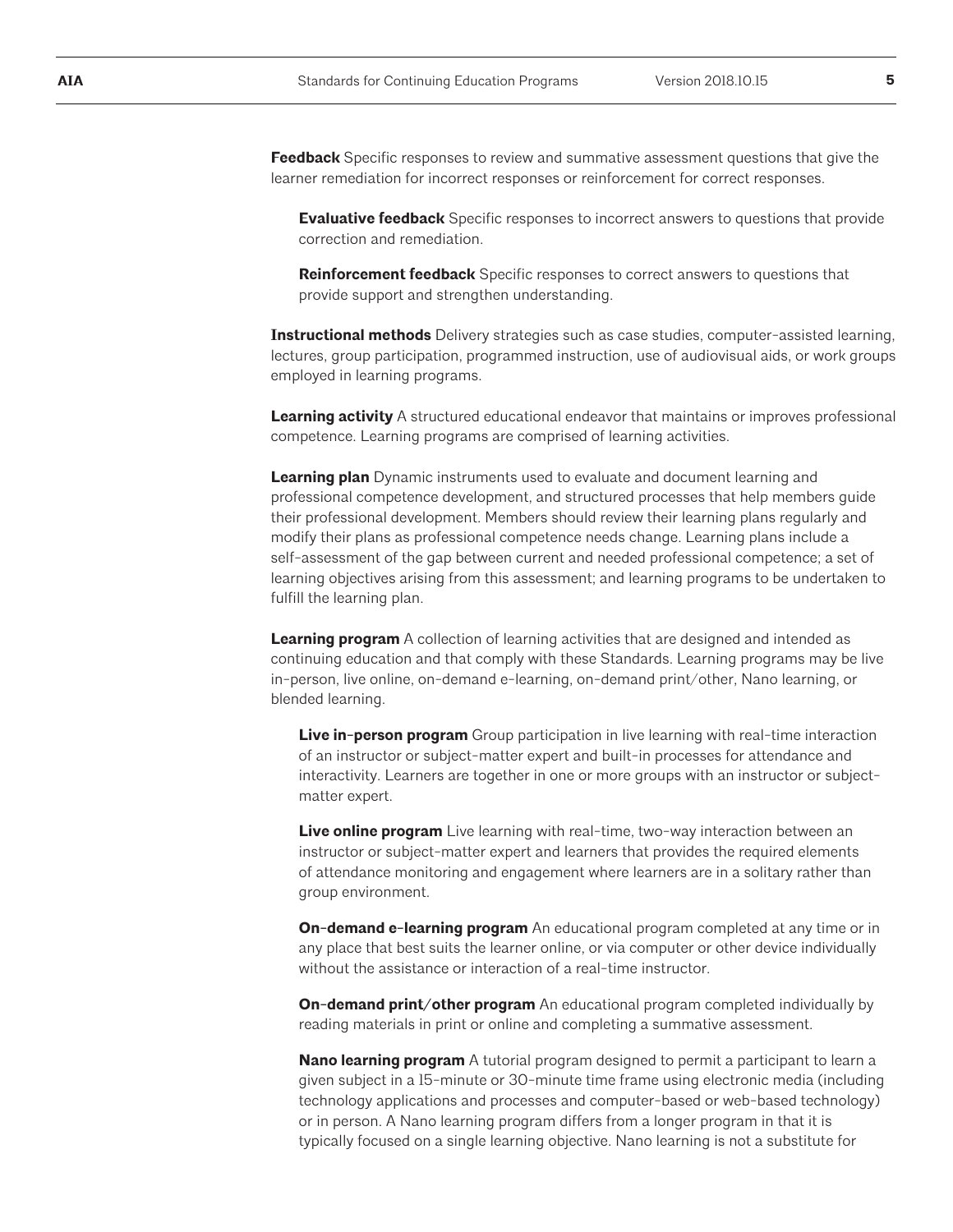**Feedback** Specific responses to review and summative assessment questions that give the learner remediation for incorrect responses or reinforcement for correct responses.

> **Evaluative feedback** Specific responses to incorrect answers to questions that provide correction and remediation.
>
> **Reinforcement feedback** Specific responses to correct answers to questions that provide support and strengthen understanding.

**Instructional methods** Delivery strategies such as case studies, computer-assisted learning, lectures, group participation, programmed instruction, use of audiovisual aids, or work groups employed in learning programs.

**Learning activity** A structured educational endeavor that maintains or improves professional competence. Learning programs are comprised of learning activities.

**Learning plan** Dynamic instruments used to evaluate and document learning and professional competence development, and structured processes that help members guide their professional development. Members should review their learning plans regularly and modify their plans as professional competence needs change. Learning plans include a self-assessment of the gap between current and needed professional competence; a set of learning objectives arising from this assessment; and learning programs to be undertaken to fulfill the learning plan.

**Learning program** A collection of learning activities that are designed and intended as continuing education and that comply with these Standards. Learning programs may be live in-person, live online, on-demand e-learning, on-demand print/other, Nano learning, or blended learning.

> **Live in-person program** Group participation in live learning with real-time interaction of an instructor or subject-matter expert and built-in processes for attendance and interactivity. Learners are together in one or more groups with an instructor or subject-matter expert.
>
> **Live online program** Live learning with real-time, two-way interaction between an instructor or subject-matter expert and learners that provides the required elements of attendance monitoring and engagement where learners are in a solitary rather than group environment.
>
> **On-demand e-learning program** An educational program completed at any time or in any place that best suits the learner online, or via computer or other device individually without the assistance or interaction of a real-time instructor.
>
> **On-demand print/other program** An educational program completed individually by reading materials in print or online and completing a summative assessment.
>
> **Nano learning program** A tutorial program designed to permit a participant to learn a given subject in a 15-minute or 30-minute time frame using electronic media (including technology applications and processes and computer-based or web-based technology) or in person. A Nano learning program differs from a longer program in that it is typically focused on a single learning objective. Nano learning is not a substitute for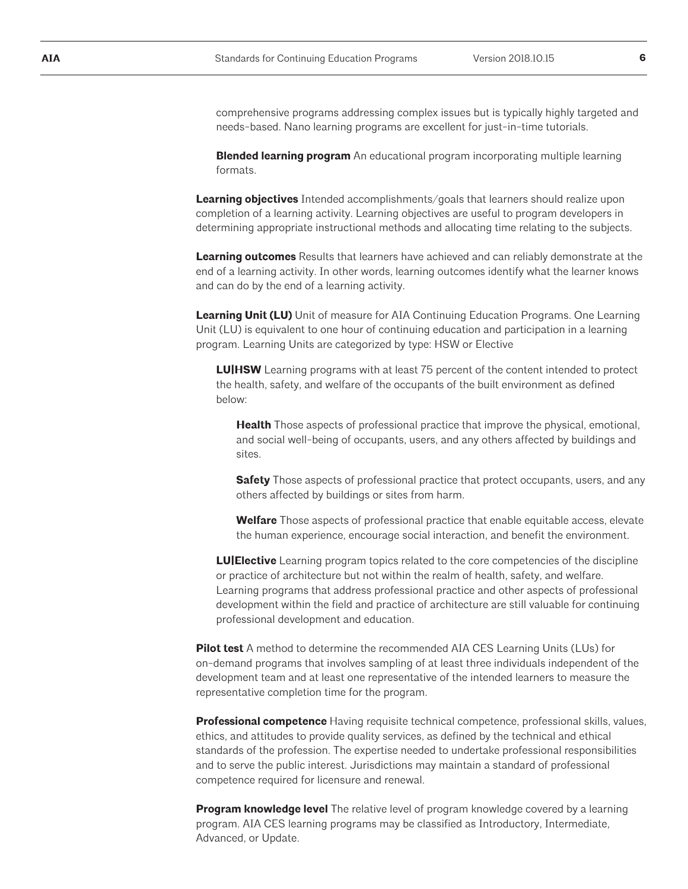comprehensive programs addressing complex issues but is typically highly targeted and needs-based. Nano learning programs are excellent for just-in-time tutorials.

**Blended learning program** An educational program incorporating multiple learning formats.

**Learning objectives** Intended accomplishments/goals that learners should realize upon completion of a learning activity. Learning objectives are useful to program developers in determining appropriate instructional methods and allocating time relating to the subjects.

**Learning outcomes** Results that learners have achieved and can reliably demonstrate at the end of a learning activity. In other words, learning outcomes identify what the learner knows and can do by the end of a learning activity.

**Learning Unit (LU)** Unit of measure for AIA Continuing Education Programs. One Learning Unit (LU) is equivalent to one hour of continuing education and participation in a learning program. Learning Units are categorized by type: HSW or Elective

**LU|HSW** Learning programs with at least 75 percent of the content intended to protect the health, safety, and welfare of the occupants of the built environment as defined below:

**Health** Those aspects of professional practice that improve the physical, emotional, and social well-being of occupants, users, and any others affected by buildings and sites.

**Safety** Those aspects of professional practice that protect occupants, users, and any others affected by buildings or sites from harm.

**Welfare** Those aspects of professional practice that enable equitable access, elevate the human experience, encourage social interaction, and benefit the environment.

**LU|Elective** Learning program topics related to the core competencies of the discipline or practice of architecture but not within the realm of health, safety, and welfare. Learning programs that address professional practice and other aspects of professional development within the field and practice of architecture are still valuable for continuing professional development and education.

**Pilot test** A method to determine the recommended AIA CES Learning Units (LUs) for on-demand programs that involves sampling of at least three individuals independent of the development team and at least one representative of the intended learners to measure the representative completion time for the program.

**Professional competence** Having requisite technical competence, professional skills, values, ethics, and attitudes to provide quality services, as defined by the technical and ethical standards of the profession. The expertise needed to undertake professional responsibilities and to serve the public interest. Jurisdictions may maintain a standard of professional competence required for licensure and renewal.

**Program knowledge level** The relative level of program knowledge covered by a learning program. AIA CES learning programs may be classified as Introductory, Intermediate, Advanced, or Update.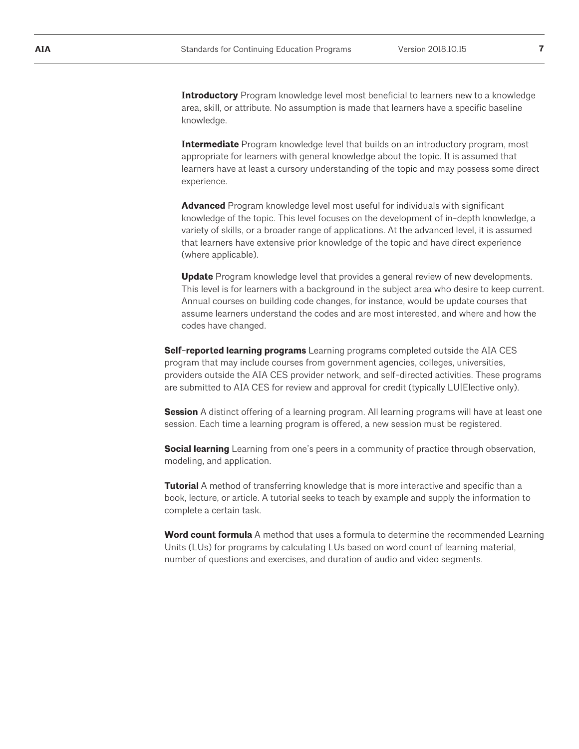**Introductory** Program knowledge level most beneficial to learners new to a knowledge area, skill, or attribute. No assumption is made that learners have a specific baseline knowledge.

**Intermediate** Program knowledge level that builds on an introductory program, most appropriate for learners with general knowledge about the topic. It is assumed that learners have at least a cursory understanding of the topic and may possess some direct experience.

**Advanced** Program knowledge level most useful for individuals with significant knowledge of the topic. This level focuses on the development of in-depth knowledge, a variety of skills, or a broader range of applications. At the advanced level, it is assumed that learners have extensive prior knowledge of the topic and have direct experience (where applicable).

**Update** Program knowledge level that provides a general review of new developments. This level is for learners with a background in the subject area who desire to keep current. Annual courses on building code changes, for instance, would be update courses that assume learners understand the codes and are most interested, and where and how the codes have changed.

**Self-reported learning programs** Learning programs completed outside the AIA CES program that may include courses from government agencies, colleges, universities, providers outside the AIA CES provider network, and self-directed activities. These programs are submitted to AIA CES for review and approval for credit (typically LU|Elective only).

**Session** A distinct offering of a learning program. All learning programs will have at least one session. Each time a learning program is offered, a new session must be registered.

**Social learning** Learning from one's peers in a community of practice through observation, modeling, and application.

**Tutorial** A method of transferring knowledge that is more interactive and specific than a book, lecture, or article. A tutorial seeks to teach by example and supply the information to complete a certain task.

**Word count formula** A method that uses a formula to determine the recommended Learning Units (LUs) for programs by calculating LUs based on word count of learning material, number of questions and exercises, and duration of audio and video segments.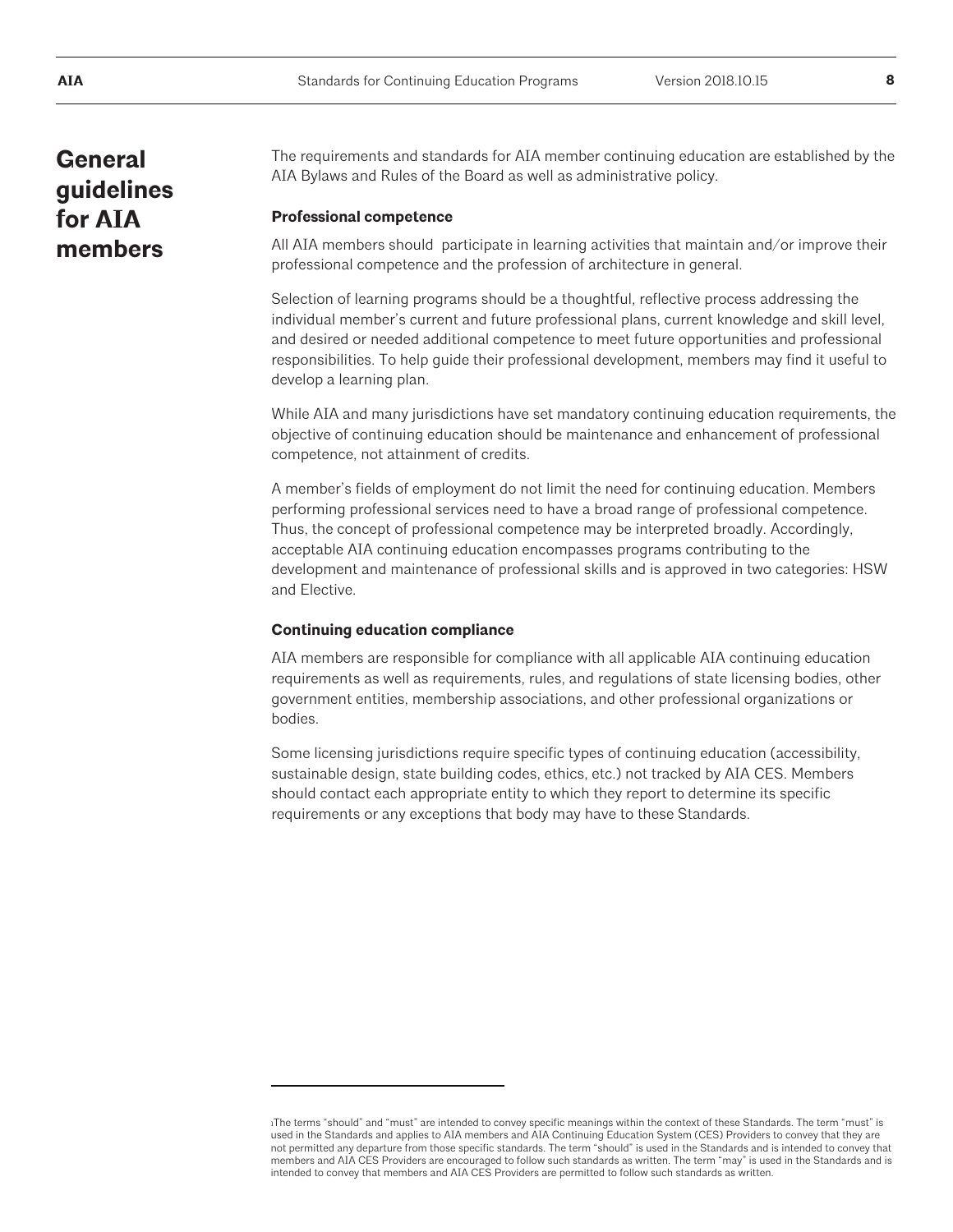## General guidelines for AIA members

The requirements and standards for AIA member continuing education are established by the AIA Bylaws and Rules of the Board as well as administrative policy.

### Professional competence

All AIA members should participate in learning activities that maintain and/or improve their professional competence and the profession of architecture in general.

Selection of learning programs should be a thoughtful, reflective process addressing the individual member's current and future professional plans, current knowledge and skill level, and desired or needed additional competence to meet future opportunities and professional responsibilities. To help guide their professional development, members may find it useful to develop a learning plan.

While AIA and many jurisdictions have set mandatory continuing education requirements, the objective of continuing education should be maintenance and enhancement of professional competence, not attainment of credits.

A member's fields of employment do not limit the need for continuing education. Members performing professional services need to have a broad range of professional competence. Thus, the concept of professional competence may be interpreted broadly. Accordingly, acceptable AIA continuing education encompasses programs contributing to the development and maintenance of professional skills and is approved in two categories: HSW and Elective.

### Continuing education compliance

AIA members are responsible for compliance with all applicable AIA continuing education requirements as well as requirements, rules, and regulations of state licensing bodies, other government entities, membership associations, and other professional organizations or bodies.

Some licensing jurisdictions require specific types of continuing education (accessibility, sustainable design, state building codes, ethics, etc.) not tracked by AIA CES. Members should contact each appropriate entity to which they report to determine its specific requirements or any exceptions that body may have to these Standards.

---

[1] The terms "should" and "must" are intended to convey specific meanings within the context of these Standards. The term "must" is used in the Standards and applies to AIA members and AIA Continuing Education System (CES) Providers to convey that they are not permitted any departure from those specific standards. The term "should" is used in the Standards and is intended to convey that members and AIA CES Providers are encouraged to follow such standards as written. The term "may" is used in the Standards and is intended to convey that members and AIA CES Providers are permitted to follow such standards as written.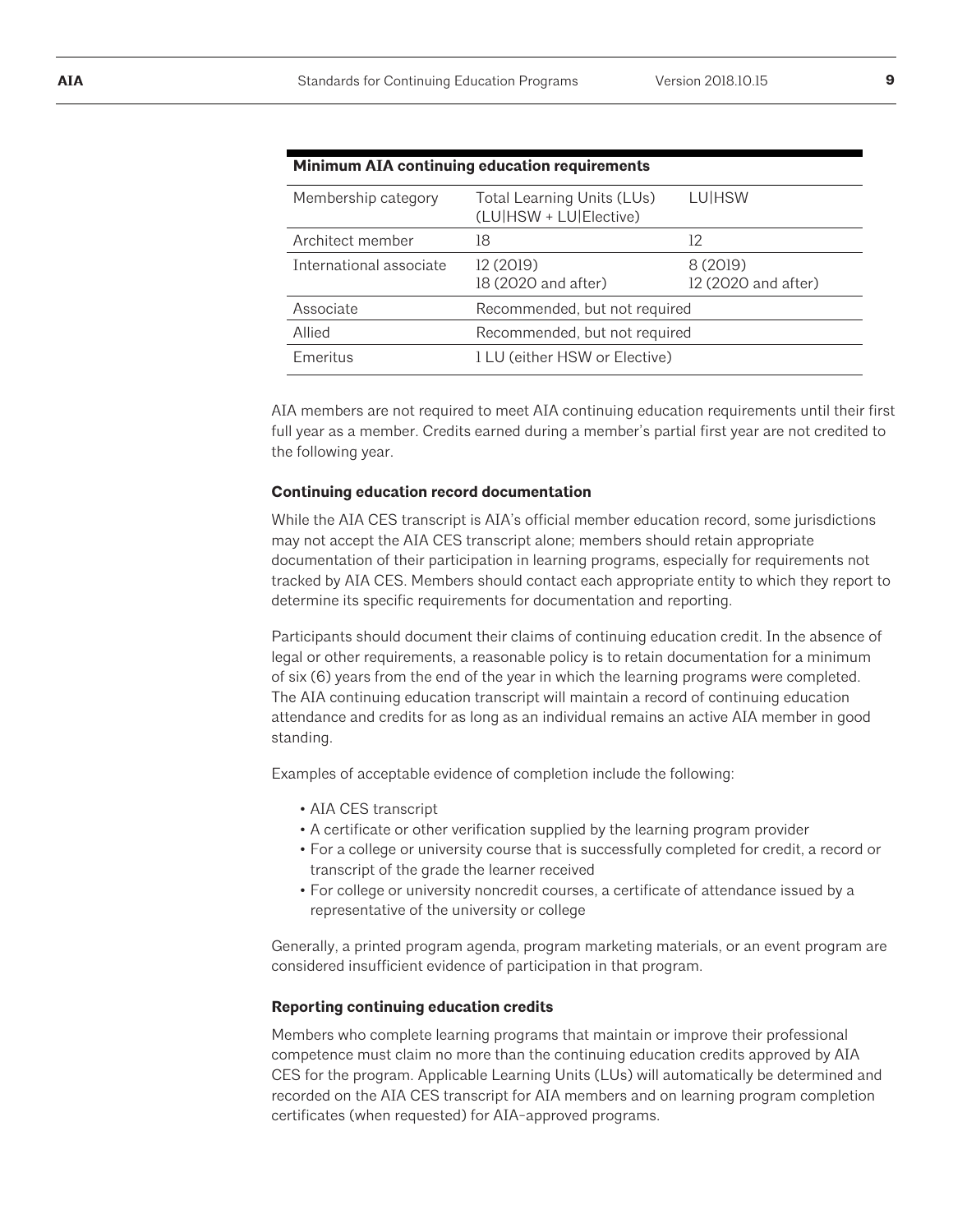**Minimum AIA continuing education requirements**

| Membership category | Total Learning Units (LUs) (LU\|HSW + LU\|Elective) | LU\|HSW |
|---|---|---|
| Architect member | 18 | 12 |
| International associate | 12 (2019)<br>18 (2020 and after) | 8 (2019)<br>12 (2020 and after) |
| Associate | Recommended, but not required | |
| Allied | Recommended, but not required | |
| Emeritus | 1 LU (either HSW or Elective) | |

AIA members are not required to meet AIA continuing education requirements until their first full year as a member. Credits earned during a member's partial first year are not credited to the following year.

### Continuing education record documentation

While the AIA CES transcript is AIA's official member education record, some jurisdictions may not accept the AIA CES transcript alone; members should retain appropriate documentation of their participation in learning programs, especially for requirements not tracked by AIA CES. Members should contact each appropriate entity to which they report to determine its specific requirements for documentation and reporting.

Participants should document their claims of continuing education credit. In the absence of legal or other requirements, a reasonable policy is to retain documentation for a minimum of six (6) years from the end of the year in which the learning programs were completed. The AIA continuing education transcript will maintain a record of continuing education attendance and credits for as long as an individual remains an active AIA member in good standing.

Examples of acceptable evidence of completion include the following:

- AIA CES transcript
- A certificate or other verification supplied by the learning program provider
- For a college or university course that is successfully completed for credit, a record or transcript of the grade the learner received
- For college or university noncredit courses, a certificate of attendance issued by a representative of the university or college

Generally, a printed program agenda, program marketing materials, or an event program are considered insufficient evidence of participation in that program.

### Reporting continuing education credits

Members who complete learning programs that maintain or improve their professional competence must claim no more than the continuing education credits approved by AIA CES for the program. Applicable Learning Units (LUs) will automatically be determined and recorded on the AIA CES transcript for AIA members and on learning program completion certificates (when requested) for AIA-approved programs.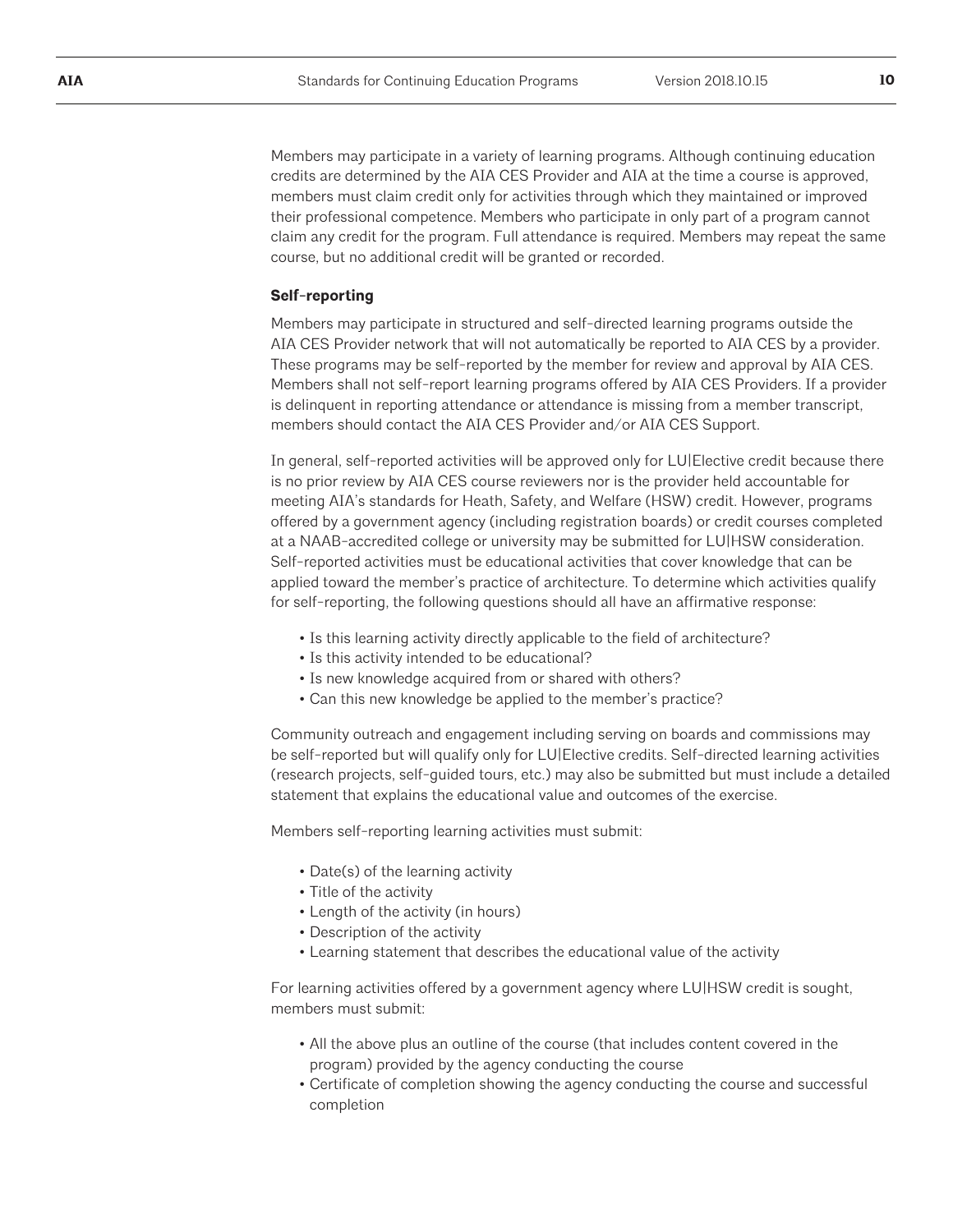Members may participate in a variety of learning programs. Although continuing education credits are determined by the AIA CES Provider and AIA at the time a course is approved, members must claim credit only for activities through which they maintained or improved their professional competence. Members who participate in only part of a program cannot claim any credit for the program. Full attendance is required. Members may repeat the same course, but no additional credit will be granted or recorded.

**Self-reporting**

Members may participate in structured and self-directed learning programs outside the AIA CES Provider network that will not automatically be reported to AIA CES by a provider. These programs may be self-reported by the member for review and approval by AIA CES. Members shall not self-report learning programs offered by AIA CES Providers. If a provider is delinquent in reporting attendance or attendance is missing from a member transcript, members should contact the AIA CES Provider and/or AIA CES Support.

In general, self-reported activities will be approved only for LU|Elective credit because there is no prior review by AIA CES course reviewers nor is the provider held accountable for meeting AIA's standards for Heath, Safety, and Welfare (HSW) credit. However, programs offered by a government agency (including registration boards) or credit courses completed at a NAAB-accredited college or university may be submitted for LU|HSW consideration. Self-reported activities must be educational activities that cover knowledge that can be applied toward the member's practice of architecture. To determine which activities qualify for self-reporting, the following questions should all have an affirmative response:

- Is this learning activity directly applicable to the field of architecture?
- Is this activity intended to be educational?
- Is new knowledge acquired from or shared with others?
- Can this new knowledge be applied to the member's practice?

Community outreach and engagement including serving on boards and commissions may be self-reported but will qualify only for LU|Elective credits. Self-directed learning activities (research projects, self-guided tours, etc.) may also be submitted but must include a detailed statement that explains the educational value and outcomes of the exercise.

Members self-reporting learning activities must submit:

- Date(s) of the learning activity
- Title of the activity
- Length of the activity (in hours)
- Description of the activity
- Learning statement that describes the educational value of the activity

For learning activities offered by a government agency where LU|HSW credit is sought, members must submit:

- All the above plus an outline of the course (that includes content covered in the program) provided by the agency conducting the course
- Certificate of completion showing the agency conducting the course and successful completion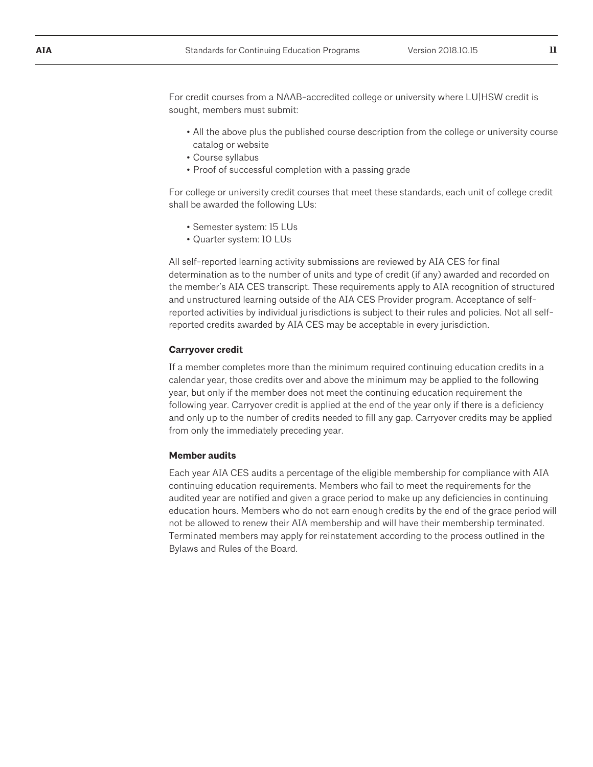For credit courses from a NAAB-accredited college or university where LU|HSW credit is sought, members must submit:

- All the above plus the published course description from the college or university course catalog or website
- Course syllabus
- Proof of successful completion with a passing grade

For college or university credit courses that meet these standards, each unit of college credit shall be awarded the following LUs:

- Semester system: 15 LUs
- Quarter system: 10 LUs

All self-reported learning activity submissions are reviewed by AIA CES for final determination as to the number of units and type of credit (if any) awarded and recorded on the member's AIA CES transcript. These requirements apply to AIA recognition of structured and unstructured learning outside of the AIA CES Provider program. Acceptance of self-reported activities by individual jurisdictions is subject to their rules and policies. Not all self-reported credits awarded by AIA CES may be acceptable in every jurisdiction.

**Carryover credit**

If a member completes more than the minimum required continuing education credits in a calendar year, those credits over and above the minimum may be applied to the following year, but only if the member does not meet the continuing education requirement the following year. Carryover credit is applied at the end of the year only if there is a deficiency and only up to the number of credits needed to fill any gap. Carryover credits may be applied from only the immediately preceding year.

**Member audits**

Each year AIA CES audits a percentage of the eligible membership for compliance with AIA continuing education requirements. Members who fail to meet the requirements for the audited year are notified and given a grace period to make up any deficiencies in continuing education hours. Members who do not earn enough credits by the end of the grace period will not be allowed to renew their AIA membership and will have their membership terminated. Terminated members may apply for reinstatement according to the process outlined in the Bylaws and Rules of the Board.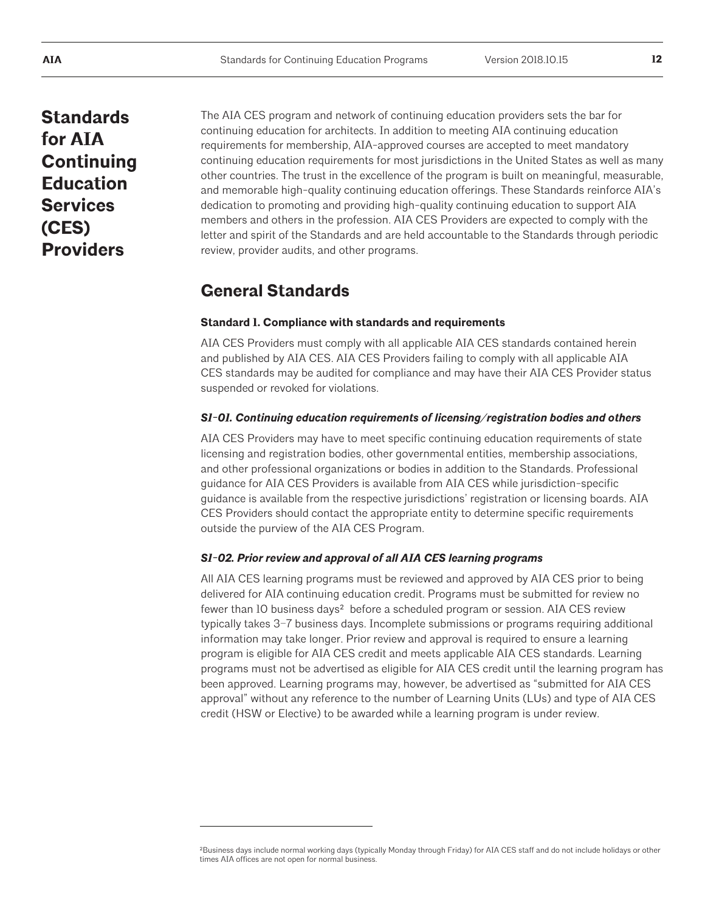# Standards for AIA Continuing Education Services (CES) Providers

The AIA CES program and network of continuing education providers sets the bar for continuing education for architects. In addition to meeting AIA continuing education requirements for membership, AIA-approved courses are accepted to meet mandatory continuing education requirements for most jurisdictions in the United States as well as many other countries. The trust in the excellence of the program is built on meaningful, measurable, and memorable high-quality continuing education offerings. These Standards reinforce AIA's dedication to promoting and providing high-quality continuing education to support AIA members and others in the profession. AIA CES Providers are expected to comply with the letter and spirit of the Standards and are held accountable to the Standards through periodic review, provider audits, and other programs.

## General Standards

### Standard 1. Compliance with standards and requirements

AIA CES Providers must comply with all applicable AIA CES standards contained herein and published by AIA CES. AIA CES Providers failing to comply with all applicable AIA CES standards may be audited for compliance and may have their AIA CES Provider status suspended or revoked for violations.

#### *S1-01. Continuing education requirements of licensing/registration bodies and others*

AIA CES Providers may have to meet specific continuing education requirements of state licensing and registration bodies, other governmental entities, membership associations, and other professional organizations or bodies in addition to the Standards. Professional guidance for AIA CES Providers is available from AIA CES while jurisdiction-specific guidance is available from the respective jurisdictions' registration or licensing boards. AIA CES Providers should contact the appropriate entity to determine specific requirements outside the purview of the AIA CES Program.

#### *S1-02. Prior review and approval of all AIA CES learning programs*

All AIA CES learning programs must be reviewed and approved by AIA CES prior to being delivered for AIA continuing education credit. Programs must be submitted for review no fewer than 10 business days[2] before a scheduled program or session. AIA CES review typically takes 3–7 business days. Incomplete submissions or programs requiring additional information may take longer. Prior review and approval is required to ensure a learning program is eligible for AIA CES credit and meets applicable AIA CES standards. Learning programs must not be advertised as eligible for AIA CES credit until the learning program has been approved. Learning programs may, however, be advertised as "submitted for AIA CES approval" without any reference to the number of Learning Units (LUs) and type of AIA CES credit (HSW or Elective) to be awarded while a learning program is under review.

---

[2]Business days include normal working days (typically Monday through Friday) for AIA CES staff and do not include holidays or other times AIA offices are not open for normal business.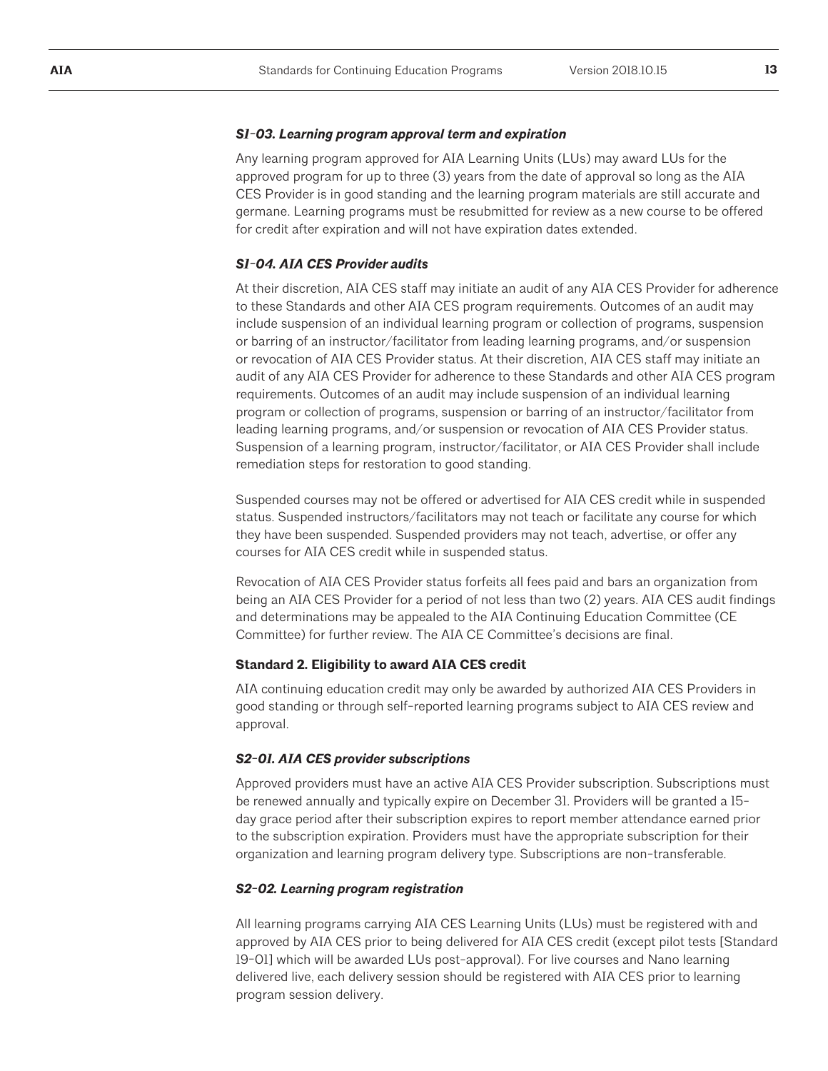#### *S1-03. Learning program approval term and expiration*

Any learning program approved for AIA Learning Units (LUs) may award LUs for the approved program for up to three (3) years from the date of approval so long as the AIA CES Provider is in good standing and the learning program materials are still accurate and germane. Learning programs must be resubmitted for review as a new course to be offered for credit after expiration and will not have expiration dates extended.

#### *S1-04. AIA CES Provider audits*

At their discretion, AIA CES staff may initiate an audit of any AIA CES Provider for adherence to these Standards and other AIA CES program requirements. Outcomes of an audit may include suspension of an individual learning program or collection of programs, suspension or barring of an instructor/facilitator from leading learning programs, and/or suspension or revocation of AIA CES Provider status. At their discretion, AIA CES staff may initiate an audit of any AIA CES Provider for adherence to these Standards and other AIA CES program requirements. Outcomes of an audit may include suspension of an individual learning program or collection of programs, suspension or barring of an instructor/facilitator from leading learning programs, and/or suspension or revocation of AIA CES Provider status. Suspension of a learning program, instructor/facilitator, or AIA CES Provider shall include remediation steps for restoration to good standing.

Suspended courses may not be offered or advertised for AIA CES credit while in suspended status. Suspended instructors/facilitators may not teach or facilitate any course for which they have been suspended. Suspended providers may not teach, advertise, or offer any courses for AIA CES credit while in suspended status.

Revocation of AIA CES Provider status forfeits all fees paid and bars an organization from being an AIA CES Provider for a period of not less than two (2) years. AIA CES audit findings and determinations may be appealed to the AIA Continuing Education Committee (CE Committee) for further review. The AIA CE Committee's decisions are final.

### Standard 2. Eligibility to award AIA CES credit

AIA continuing education credit may only be awarded by authorized AIA CES Providers in good standing or through self-reported learning programs subject to AIA CES review and approval.

#### *S2-01. AIA CES provider subscriptions*

Approved providers must have an active AIA CES Provider subscription. Subscriptions must be renewed annually and typically expire on December 31. Providers will be granted a 15-day grace period after their subscription expires to report member attendance earned prior to the subscription expiration. Providers must have the appropriate subscription for their organization and learning program delivery type. Subscriptions are non-transferable.

#### *S2-02. Learning program registration*

All learning programs carrying AIA CES Learning Units (LUs) must be registered with and approved by AIA CES prior to being delivered for AIA CES credit (except pilot tests [Standard 19-01] which will be awarded LUs post-approval). For live courses and Nano learning delivered live, each delivery session should be registered with AIA CES prior to learning program session delivery.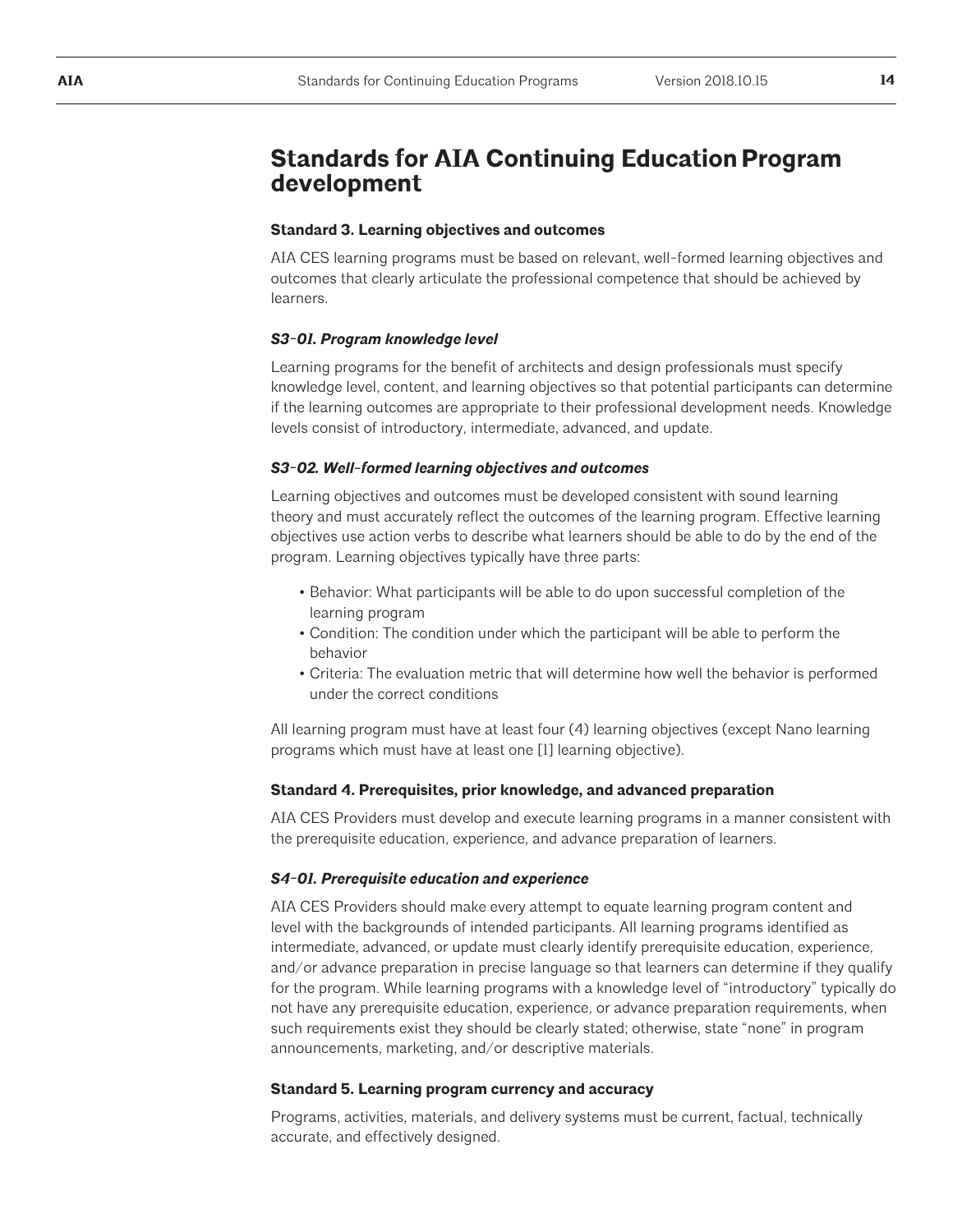# Standards for AIA Continuing Education Program development

### Standard 3. Learning objectives and outcomes

AIA CES learning programs must be based on relevant, well-formed learning objectives and outcomes that clearly articulate the professional competence that should be achieved by learners.

#### *S3-01. Program knowledge level*

Learning programs for the benefit of architects and design professionals must specify knowledge level, content, and learning objectives so that potential participants can determine if the learning outcomes are appropriate to their professional development needs. Knowledge levels consist of introductory, intermediate, advanced, and update.

#### *S3-02. Well-formed learning objectives and outcomes*

Learning objectives and outcomes must be developed consistent with sound learning theory and must accurately reflect the outcomes of the learning program. Effective learning objectives use action verbs to describe what learners should be able to do by the end of the program. Learning objectives typically have three parts:

- Behavior: What participants will be able to do upon successful completion of the learning program
- Condition: The condition under which the participant will be able to perform the behavior
- Criteria: The evaluation metric that will determine how well the behavior is performed under the correct conditions

All learning program must have at least four (4) learning objectives (except Nano learning programs which must have at least one [1] learning objective).

### Standard 4. Prerequisites, prior knowledge, and advanced preparation

AIA CES Providers must develop and execute learning programs in a manner consistent with the prerequisite education, experience, and advance preparation of learners.

#### *S4-01. Prerequisite education and experience*

AIA CES Providers should make every attempt to equate learning program content and level with the backgrounds of intended participants. All learning programs identified as intermediate, advanced, or update must clearly identify prerequisite education, experience, and/or advance preparation in precise language so that learners can determine if they qualify for the program. While learning programs with a knowledge level of "introductory" typically do not have any prerequisite education, experience, or advance preparation requirements, when such requirements exist they should be clearly stated; otherwise, state "none" in program announcements, marketing, and/or descriptive materials.

### Standard 5. Learning program currency and accuracy

Programs, activities, materials, and delivery systems must be current, factual, technically accurate, and effectively designed.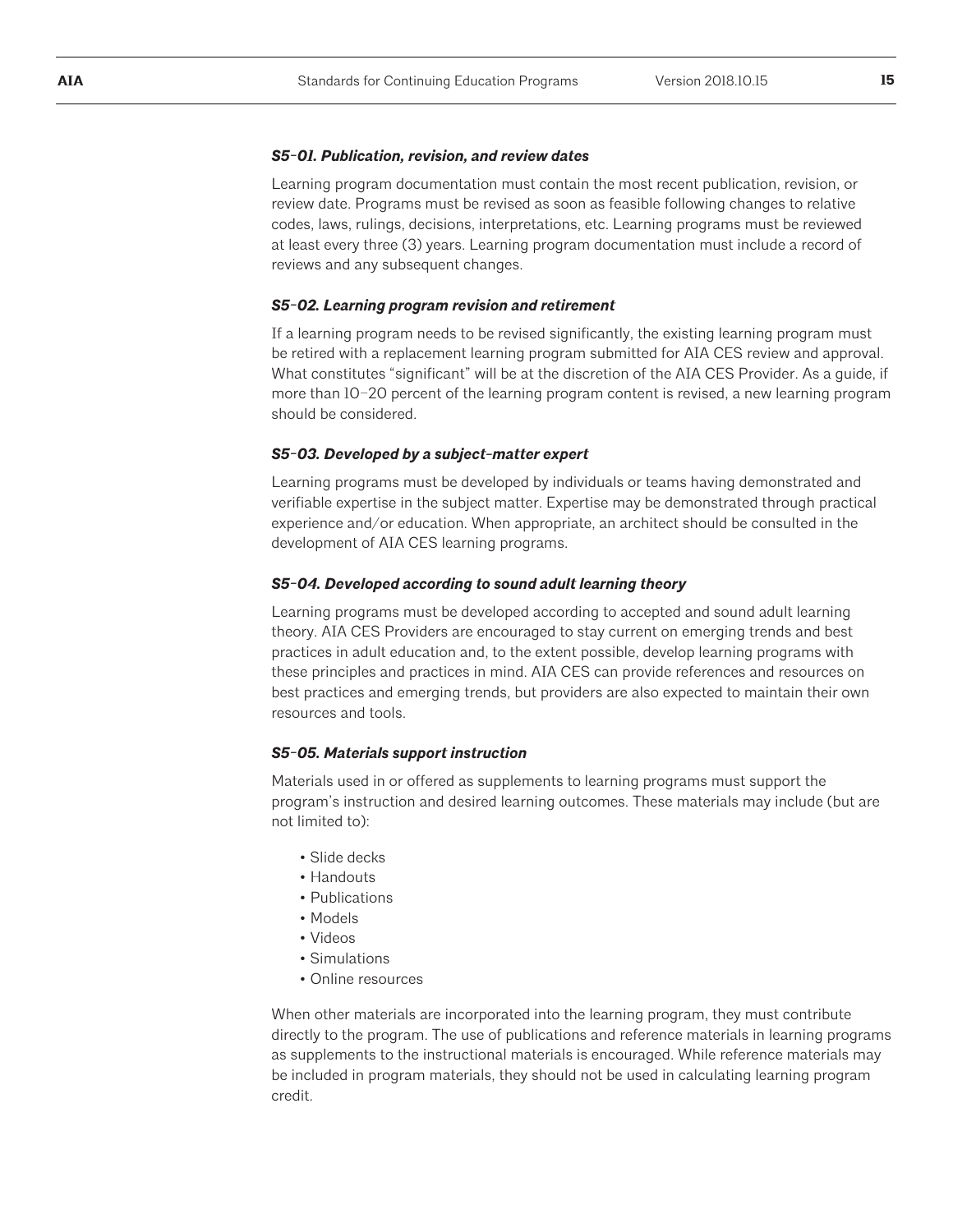### *S5-01. Publication, revision, and review dates*

Learning program documentation must contain the most recent publication, revision, or review date. Programs must be revised as soon as feasible following changes to relative codes, laws, rulings, decisions, interpretations, etc. Learning programs must be reviewed at least every three (3) years. Learning program documentation must include a record of reviews and any subsequent changes.

### *S5-02. Learning program revision and retirement*

If a learning program needs to be revised significantly, the existing learning program must be retired with a replacement learning program submitted for AIA CES review and approval. What constitutes "significant" will be at the discretion of the AIA CES Provider. As a guide, if more than 10–20 percent of the learning program content is revised, a new learning program should be considered.

### *S5-03. Developed by a subject-matter expert*

Learning programs must be developed by individuals or teams having demonstrated and verifiable expertise in the subject matter. Expertise may be demonstrated through practical experience and/or education. When appropriate, an architect should be consulted in the development of AIA CES learning programs.

### *S5-04. Developed according to sound adult learning theory*

Learning programs must be developed according to accepted and sound adult learning theory. AIA CES Providers are encouraged to stay current on emerging trends and best practices in adult education and, to the extent possible, develop learning programs with these principles and practices in mind. AIA CES can provide references and resources on best practices and emerging trends, but providers are also expected to maintain their own resources and tools.

### *S5-05. Materials support instruction*

Materials used in or offered as supplements to learning programs must support the program's instruction and desired learning outcomes. These materials may include (but are not limited to):

- Slide decks
- Handouts
- Publications
- Models
- Videos
- Simulations
- Online resources

When other materials are incorporated into the learning program, they must contribute directly to the program. The use of publications and reference materials in learning programs as supplements to the instructional materials is encouraged. While reference materials may be included in program materials, they should not be used in calculating learning program credit.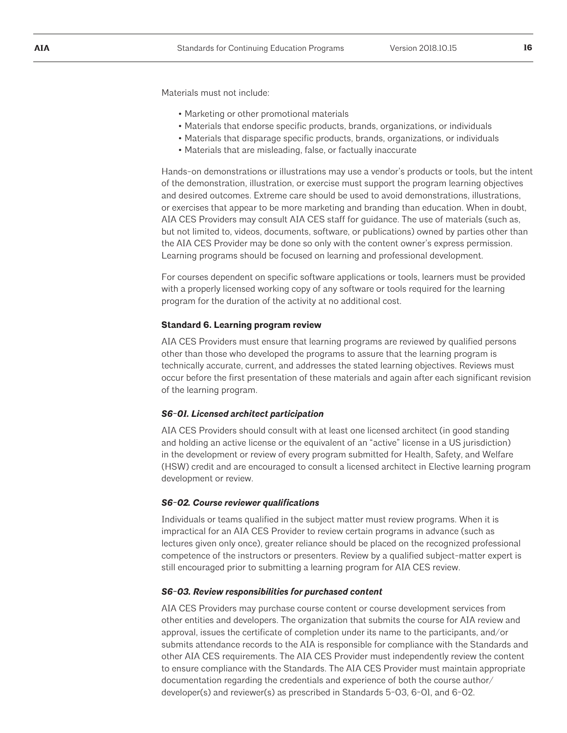Materials must not include:

- Marketing or other promotional materials
- Materials that endorse specific products, brands, organizations, or individuals
- Materials that disparage specific products, brands, organizations, or individuals
- Materials that are misleading, false, or factually inaccurate

Hands-on demonstrations or illustrations may use a vendor's products or tools, but the intent of the demonstration, illustration, or exercise must support the program learning objectives and desired outcomes. Extreme care should be used to avoid demonstrations, illustrations, or exercises that appear to be more marketing and branding than education. When in doubt, AIA CES Providers may consult AIA CES staff for guidance. The use of materials (such as, but not limited to, videos, documents, software, or publications) owned by parties other than the AIA CES Provider may be done so only with the content owner's express permission. Learning programs should be focused on learning and professional development.

For courses dependent on specific software applications or tools, learners must be provided with a properly licensed working copy of any software or tools required for the learning program for the duration of the activity at no additional cost.

### Standard 6. Learning program review

AIA CES Providers must ensure that learning programs are reviewed by qualified persons other than those who developed the programs to assure that the learning program is technically accurate, current, and addresses the stated learning objectives. Reviews must occur before the first presentation of these materials and again after each significant revision of the learning program.

#### *S6-01. Licensed architect participation*

AIA CES Providers should consult with at least one licensed architect (in good standing and holding an active license or the equivalent of an "active" license in a US jurisdiction) in the development or review of every program submitted for Health, Safety, and Welfare (HSW) credit and are encouraged to consult a licensed architect in Elective learning program development or review.

#### *S6-02. Course reviewer qualifications*

Individuals or teams qualified in the subject matter must review programs. When it is impractical for an AIA CES Provider to review certain programs in advance (such as lectures given only once), greater reliance should be placed on the recognized professional competence of the instructors or presenters. Review by a qualified subject-matter expert is still encouraged prior to submitting a learning program for AIA CES review.

#### *S6-03. Review responsibilities for purchased content*

AIA CES Providers may purchase course content or course development services from other entities and developers. The organization that submits the course for AIA review and approval, issues the certificate of completion under its name to the participants, and/or submits attendance records to the AIA is responsible for compliance with the Standards and other AIA CES requirements. The AIA CES Provider must independently review the content to ensure compliance with the Standards. The AIA CES Provider must maintain appropriate documentation regarding the credentials and experience of both the course author/developer(s) and reviewer(s) as prescribed in Standards 5-03, 6-01, and 6-02.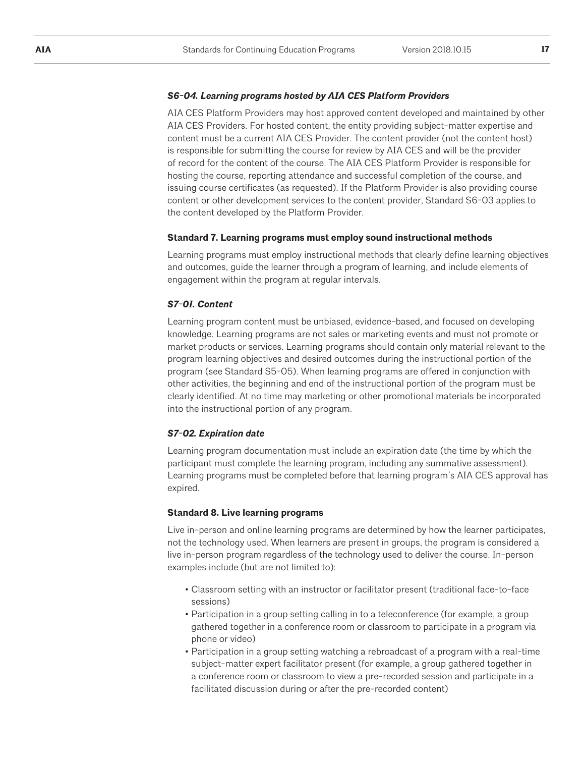#### *S6-04. Learning programs hosted by AIA CES Platform Providers*

AIA CES Platform Providers may host approved content developed and maintained by other AIA CES Providers. For hosted content, the entity providing subject-matter expertise and content must be a current AIA CES Provider. The content provider (not the content host) is responsible for submitting the course for review by AIA CES and will be the provider of record for the content of the course. The AIA CES Platform Provider is responsible for hosting the course, reporting attendance and successful completion of the course, and issuing course certificates (as requested). If the Platform Provider is also providing course content or other development services to the content provider, Standard S6-03 applies to the content developed by the Platform Provider.

### Standard 7. Learning programs must employ sound instructional methods

Learning programs must employ instructional methods that clearly define learning objectives and outcomes, guide the learner through a program of learning, and include elements of engagement within the program at regular intervals.

#### *S7-01. Content*

Learning program content must be unbiased, evidence-based, and focused on developing knowledge. Learning programs are not sales or marketing events and must not promote or market products or services. Learning programs should contain only material relevant to the program learning objectives and desired outcomes during the instructional portion of the program (see Standard S5-05). When learning programs are offered in conjunction with other activities, the beginning and end of the instructional portion of the program must be clearly identified. At no time may marketing or other promotional materials be incorporated into the instructional portion of any program.

#### *S7-02. Expiration date*

Learning program documentation must include an expiration date (the time by which the participant must complete the learning program, including any summative assessment). Learning programs must be completed before that learning program's AIA CES approval has expired.

### Standard 8. Live learning programs

Live in-person and online learning programs are determined by how the learner participates, not the technology used. When learners are present in groups, the program is considered a live in-person program regardless of the technology used to deliver the course. In-person examples include (but are not limited to):

- Classroom setting with an instructor or facilitator present (traditional face-to-face sessions)
- Participation in a group setting calling in to a teleconference (for example, a group gathered together in a conference room or classroom to participate in a program via phone or video)
- Participation in a group setting watching a rebroadcast of a program with a real-time subject-matter expert facilitator present (for example, a group gathered together in a conference room or classroom to view a pre-recorded session and participate in a facilitated discussion during or after the pre-recorded content)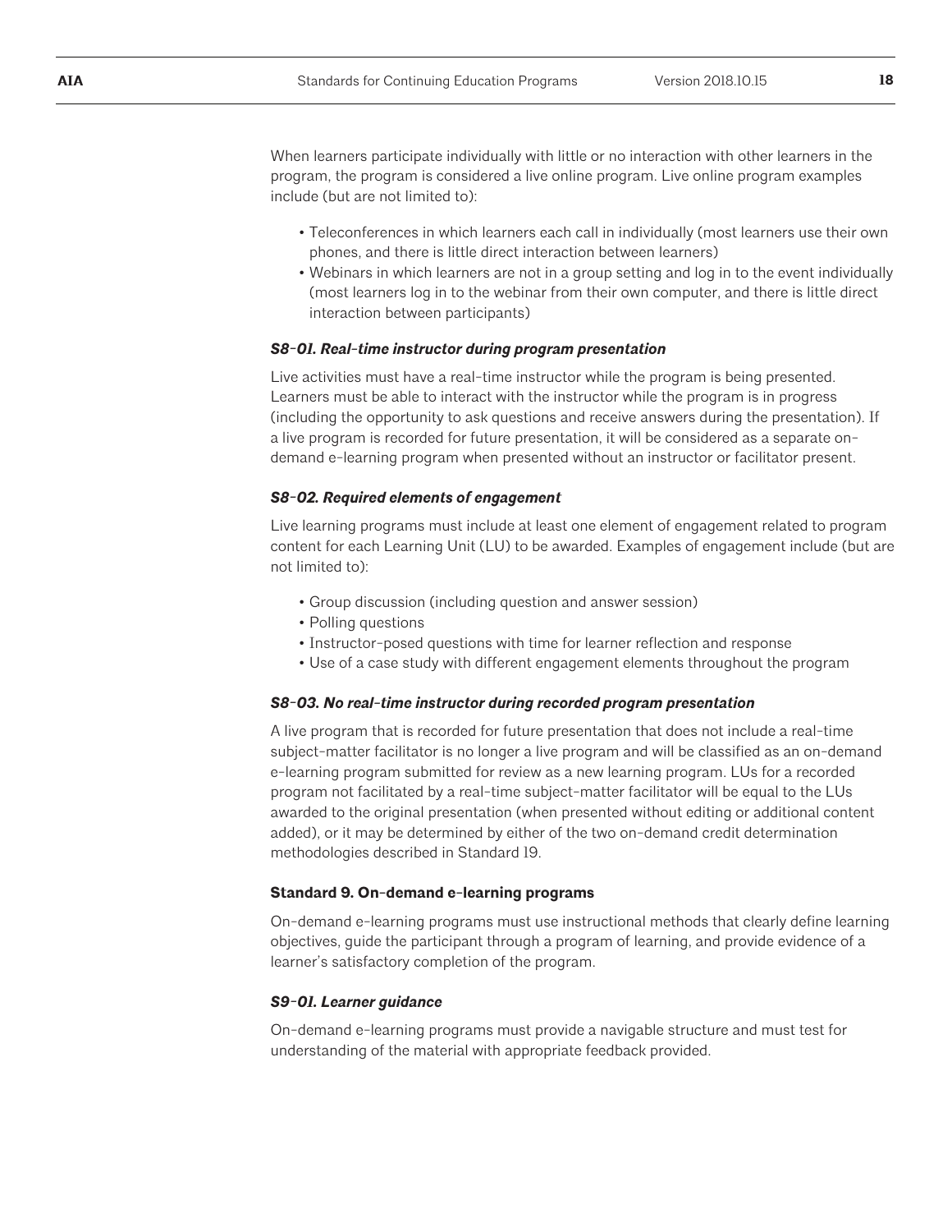When learners participate individually with little or no interaction with other learners in the program, the program is considered a live online program. Live online program examples include (but are not limited to):

- Teleconferences in which learners each call in individually (most learners use their own phones, and there is little direct interaction between learners)
- Webinars in which learners are not in a group setting and log in to the event individually (most learners log in to the webinar from their own computer, and there is little direct interaction between participants)

#### *S8-01. Real-time instructor during program presentation*

Live activities must have a real-time instructor while the program is being presented. Learners must be able to interact with the instructor while the program is in progress (including the opportunity to ask questions and receive answers during the presentation). If a live program is recorded for future presentation, it will be considered as a separate on-demand e-learning program when presented without an instructor or facilitator present.

#### *S8-02. Required elements of engagement*

Live learning programs must include at least one element of engagement related to program content for each Learning Unit (LU) to be awarded. Examples of engagement include (but are not limited to):

- Group discussion (including question and answer session)
- Polling questions
- Instructor-posed questions with time for learner reflection and response
- Use of a case study with different engagement elements throughout the program

#### *S8-03. No real-time instructor during recorded program presentation*

A live program that is recorded for future presentation that does not include a real-time subject-matter facilitator is no longer a live program and will be classified as an on-demand e-learning program submitted for review as a new learning program. LUs for a recorded program not facilitated by a real-time subject-matter facilitator will be equal to the LUs awarded to the original presentation (when presented without editing or additional content added), or it may be determined by either of the two on-demand credit determination methodologies described in Standard 19.

### Standard 9. On-demand e-learning programs

On-demand e-learning programs must use instructional methods that clearly define learning objectives, guide the participant through a program of learning, and provide evidence of a learner's satisfactory completion of the program.

#### *S9-01. Learner guidance*

On-demand e-learning programs must provide a navigable structure and must test for understanding of the material with appropriate feedback provided.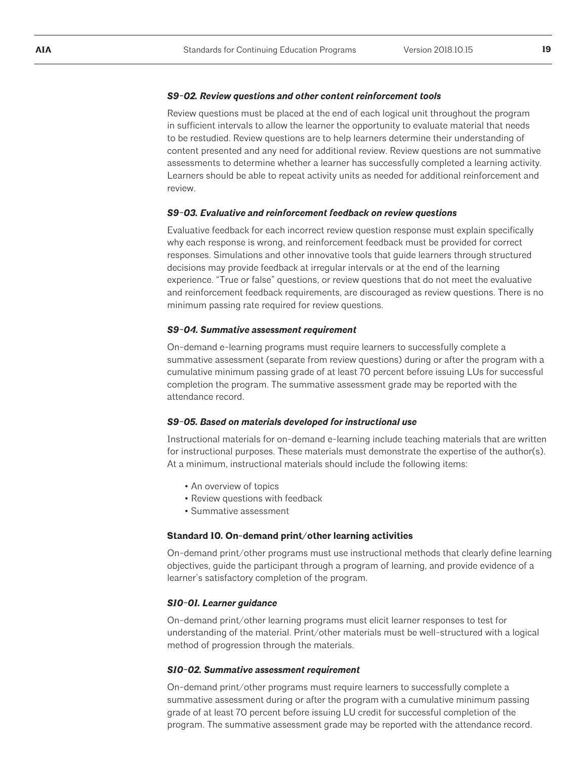#### *S9-02. Review questions and other content reinforcement tools*

Review questions must be placed at the end of each logical unit throughout the program in sufficient intervals to allow the learner the opportunity to evaluate material that needs to be restudied. Review questions are to help learners determine their understanding of content presented and any need for additional review. Review questions are not summative assessments to determine whether a learner has successfully completed a learning activity. Learners should be able to repeat activity units as needed for additional reinforcement and review.

#### *S9-03. Evaluative and reinforcement feedback on review questions*

Evaluative feedback for each incorrect review question response must explain specifically why each response is wrong, and reinforcement feedback must be provided for correct responses. Simulations and other innovative tools that guide learners through structured decisions may provide feedback at irregular intervals or at the end of the learning experience. "True or false" questions, or review questions that do not meet the evaluative and reinforcement feedback requirements, are discouraged as review questions. There is no minimum passing rate required for review questions.

#### *S9-04. Summative assessment requirement*

On-demand e-learning programs must require learners to successfully complete a summative assessment (separate from review questions) during or after the program with a cumulative minimum passing grade of at least 70 percent before issuing LUs for successful completion the program. The summative assessment grade may be reported with the attendance record.

#### *S9-05. Based on materials developed for instructional use*

Instructional materials for on-demand e-learning include teaching materials that are written for instructional purposes. These materials must demonstrate the expertise of the author(s). At a minimum, instructional materials should include the following items:

- An overview of topics
- Review questions with feedback
- Summative assessment

### Standard 10. On-demand print/other learning activities

On-demand print/other programs must use instructional methods that clearly define learning objectives, guide the participant through a program of learning, and provide evidence of a learner's satisfactory completion of the program.

#### *S10-01. Learner guidance*

On-demand print/other learning programs must elicit learner responses to test for understanding of the material. Print/other materials must be well-structured with a logical method of progression through the materials.

#### *S10-02. Summative assessment requirement*

On-demand print/other programs must require learners to successfully complete a summative assessment during or after the program with a cumulative minimum passing grade of at least 70 percent before issuing LU credit for successful completion of the program. The summative assessment grade may be reported with the attendance record.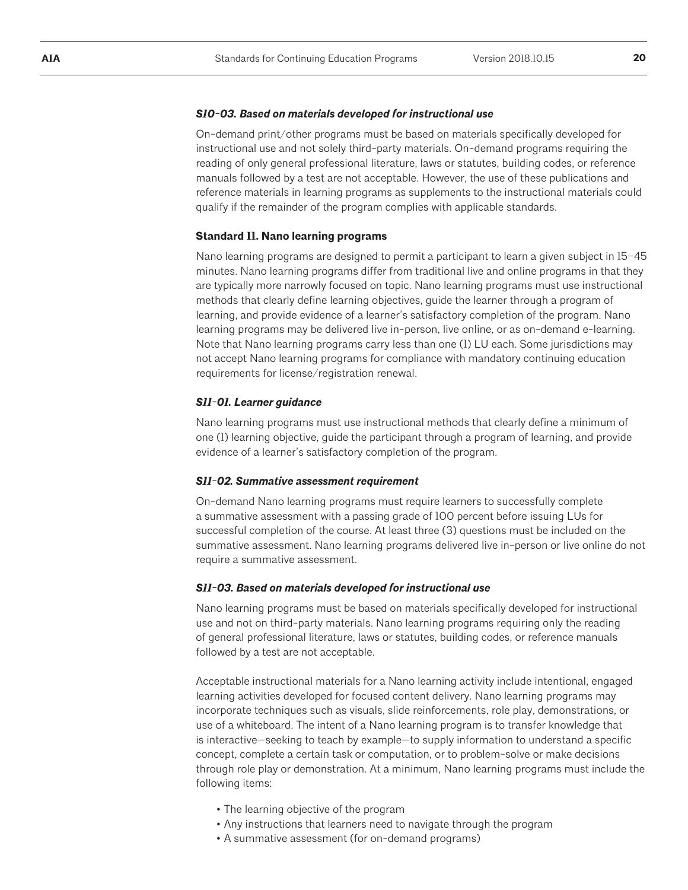#### *S10-03. Based on materials developed for instructional use*

On-demand print/other programs must be based on materials specifically developed for instructional use and not solely third-party materials. On-demand programs requiring the reading of only general professional literature, laws or statutes, building codes, or reference manuals followed by a test are not acceptable. However, the use of these publications and reference materials in learning programs as supplements to the instructional materials could qualify if the remainder of the program complies with applicable standards.

### Standard 11. Nano learning programs

Nano learning programs are designed to permit a participant to learn a given subject in 15–45 minutes. Nano learning programs differ from traditional live and online programs in that they are typically more narrowly focused on topic. Nano learning programs must use instructional methods that clearly define learning objectives, guide the learner through a program of learning, and provide evidence of a learner's satisfactory completion of the program. Nano learning programs may be delivered live in-person, live online, or as on-demand e-learning. Note that Nano learning programs carry less than one (1) LU each. Some jurisdictions may not accept Nano learning programs for compliance with mandatory continuing education requirements for license/registration renewal.

#### *S11-01. Learner guidance*

Nano learning programs must use instructional methods that clearly define a minimum of one (1) learning objective, guide the participant through a program of learning, and provide evidence of a learner's satisfactory completion of the program.

#### *S11-02. Summative assessment requirement*

On-demand Nano learning programs must require learners to successfully complete a summative assessment with a passing grade of 100 percent before issuing LUs for successful completion of the course. At least three (3) questions must be included on the summative assessment. Nano learning programs delivered live in-person or live online do not require a summative assessment.

#### *S11-03. Based on materials developed for instructional use*

Nano learning programs must be based on materials specifically developed for instructional use and not on third-party materials. Nano learning programs requiring only the reading of general professional literature, laws or statutes, building codes, or reference manuals followed by a test are not acceptable.

Acceptable instructional materials for a Nano learning activity include intentional, engaged learning activities developed for focused content delivery. Nano learning programs may incorporate techniques such as visuals, slide reinforcements, role play, demonstrations, or use of a whiteboard. The intent of a Nano learning program is to transfer knowledge that is interactive—seeking to teach by example—to supply information to understand a specific concept, complete a certain task or computation, or to problem-solve or make decisions through role play or demonstration. At a minimum, Nano learning programs must include the following items:

- The learning objective of the program
- Any instructions that learners need to navigate through the program
- A summative assessment (for on-demand programs)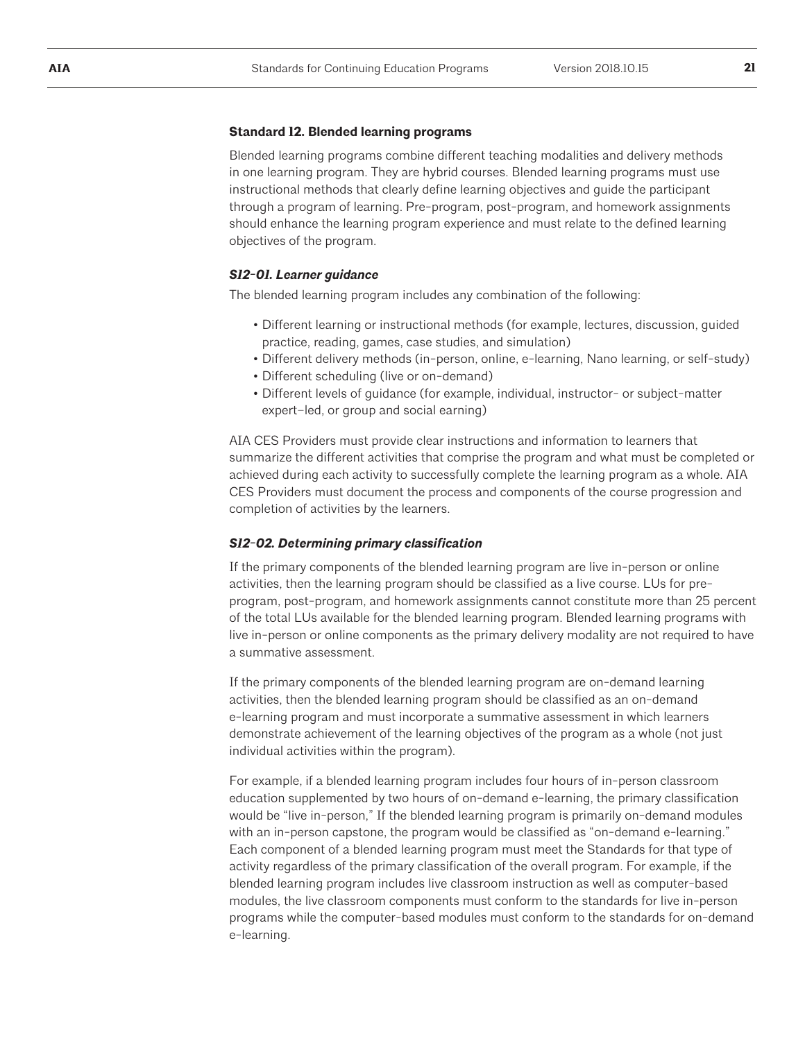### Standard 12. Blended learning programs

Blended learning programs combine different teaching modalities and delivery methods in one learning program. They are hybrid courses. Blended learning programs must use instructional methods that clearly define learning objectives and guide the participant through a program of learning. Pre-program, post-program, and homework assignments should enhance the learning program experience and must relate to the defined learning objectives of the program.

#### *S12-01. Learner guidance*

The blended learning program includes any combination of the following:

- Different learning or instructional methods (for example, lectures, discussion, guided practice, reading, games, case studies, and simulation)
- Different delivery methods (in-person, online, e-learning, Nano learning, or self-study)
- Different scheduling (live or on-demand)
- Different levels of guidance (for example, individual, instructor- or subject-matter expert-led, or group and social earning)

AIA CES Providers must provide clear instructions and information to learners that summarize the different activities that comprise the program and what must be completed or achieved during each activity to successfully complete the learning program as a whole. AIA CES Providers must document the process and components of the course progression and completion of activities by the learners.

#### *S12-02. Determining primary classification*

If the primary components of the blended learning program are live in-person or online activities, then the learning program should be classified as a live course. LUs for pre-program, post-program, and homework assignments cannot constitute more than 25 percent of the total LUs available for the blended learning program. Blended learning programs with live in-person or online components as the primary delivery modality are not required to have a summative assessment.

If the primary components of the blended learning program are on-demand learning activities, then the blended learning program should be classified as an on-demand e-learning program and must incorporate a summative assessment in which learners demonstrate achievement of the learning objectives of the program as a whole (not just individual activities within the program).

For example, if a blended learning program includes four hours of in-person classroom education supplemented by two hours of on-demand e-learning, the primary classification would be "live in-person," If the blended learning program is primarily on-demand modules with an in-person capstone, the program would be classified as "on-demand e-learning." Each component of a blended learning program must meet the Standards for that type of activity regardless of the primary classification of the overall program. For example, if the blended learning program includes live classroom instruction as well as computer-based modules, the live classroom components must conform to the standards for live in-person programs while the computer-based modules must conform to the standards for on-demand e-learning.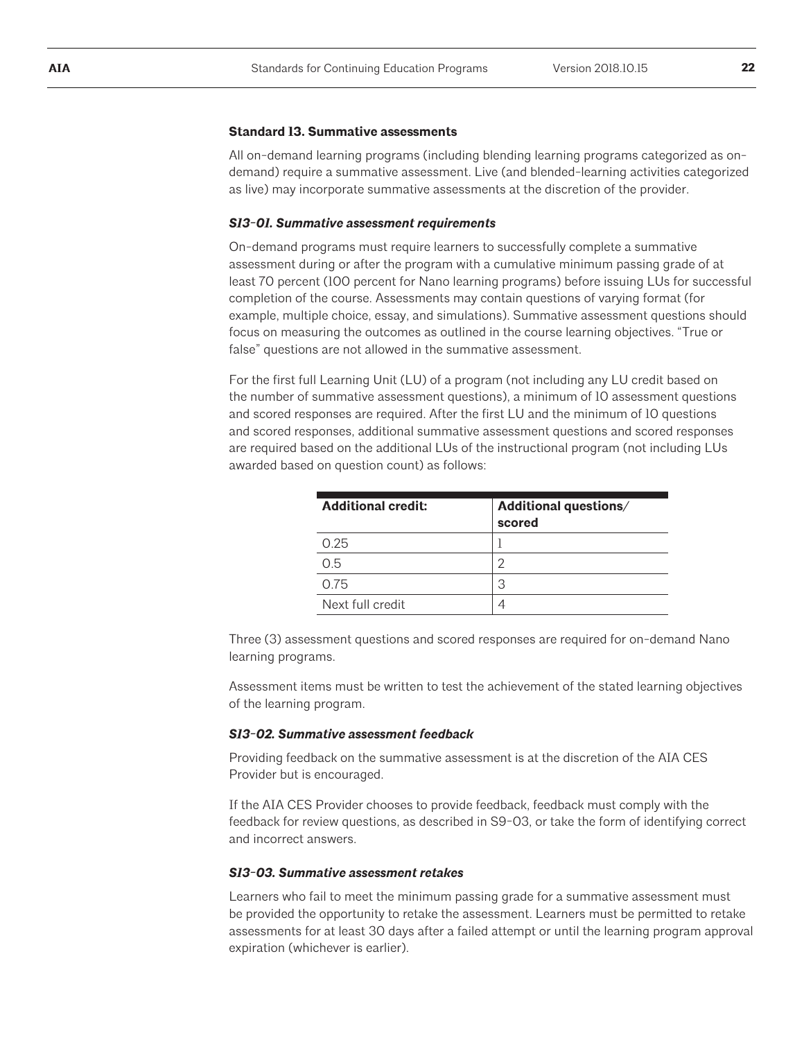### Standard 13. Summative assessments

All on-demand learning programs (including blending learning programs categorized as on-demand) require a summative assessment. Live (and blended-learning activities categorized as live) may incorporate summative assessments at the discretion of the provider.

#### *S13-01. Summative assessment requirements*

On-demand programs must require learners to successfully complete a summative assessment during or after the program with a cumulative minimum passing grade of at least 70 percent (100 percent for Nano learning programs) before issuing LUs for successful completion of the course. Assessments may contain questions of varying format (for example, multiple choice, essay, and simulations). Summative assessment questions should focus on measuring the outcomes as outlined in the course learning objectives. "True or false" questions are not allowed in the summative assessment.

For the first full Learning Unit (LU) of a program (not including any LU credit based on the number of summative assessment questions), a minimum of 10 assessment questions and scored responses are required. After the first LU and the minimum of 10 questions and scored responses, additional summative assessment questions and scored responses are required based on the additional LUs of the instructional program (not including LUs awarded based on question count) as follows:

| Additional credit: | Additional questions/ scored |
|---|---|
| 0.25 | 1 |
| 0.5 | 2 |
| 0.75 | 3 |
| Next full credit | 4 |

Three (3) assessment questions and scored responses are required for on-demand Nano learning programs.

Assessment items must be written to test the achievement of the stated learning objectives of the learning program.

#### *S13-02. Summative assessment feedback*

Providing feedback on the summative assessment is at the discretion of the AIA CES Provider but is encouraged.

If the AIA CES Provider chooses to provide feedback, feedback must comply with the feedback for review questions, as described in S9-03, or take the form of identifying correct and incorrect answers.

#### *S13-03. Summative assessment retakes*

Learners who fail to meet the minimum passing grade for a summative assessment must be provided the opportunity to retake the assessment. Learners must be permitted to retake assessments for at least 30 days after a failed attempt or until the learning program approval expiration (whichever is earlier).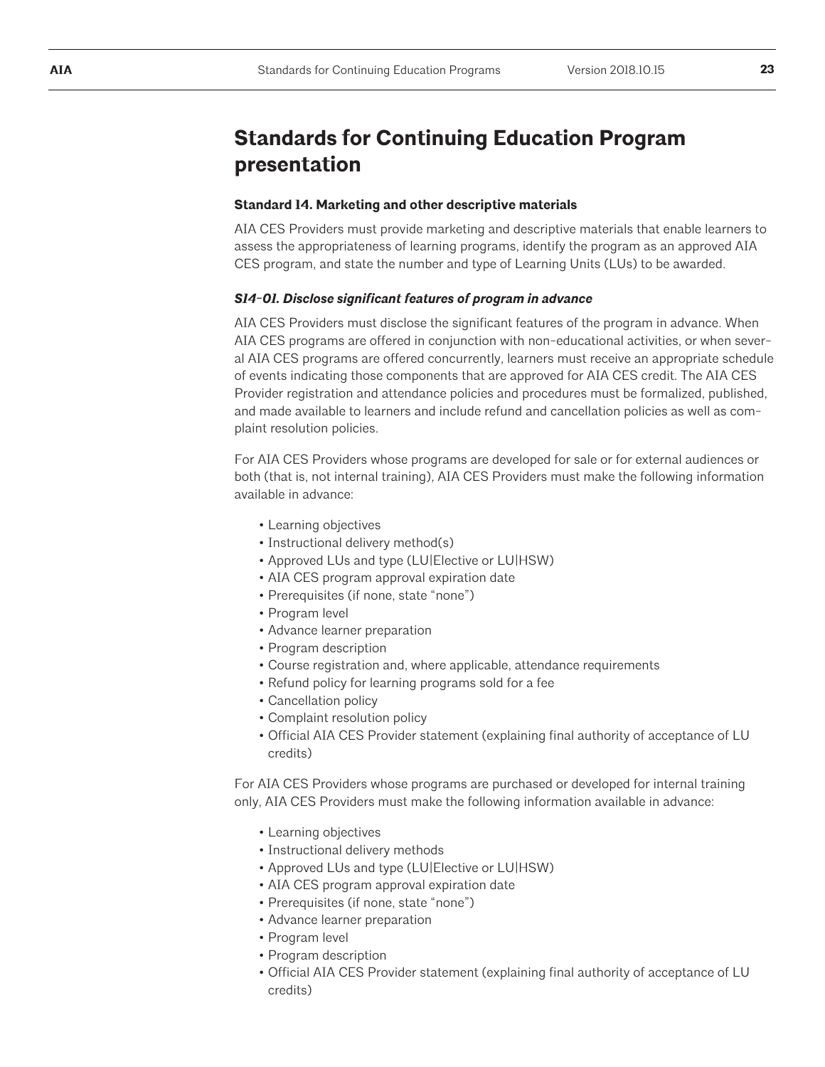# Standards for Continuing Education Program presentation

### Standard 14. Marketing and other descriptive materials

AIA CES Providers must provide marketing and descriptive materials that enable learners to assess the appropriateness of learning programs, identify the program as an approved AIA CES program, and state the number and type of Learning Units (LUs) to be awarded.

#### *S14-01. Disclose significant features of program in advance*

AIA CES Providers must disclose the significant features of the program in advance. When AIA CES programs are offered in conjunction with non-educational activities, or when several AIA CES programs are offered concurrently, learners must receive an appropriate schedule of events indicating those components that are approved for AIA CES credit. The AIA CES Provider registration and attendance policies and procedures must be formalized, published, and made available to learners and include refund and cancellation policies as well as complaint resolution policies.

For AIA CES Providers whose programs are developed for sale or for external audiences or both (that is, not internal training), AIA CES Providers must make the following information available in advance:

- Learning objectives
- Instructional delivery method(s)
- Approved LUs and type (LU|Elective or LU|HSW)
- AIA CES program approval expiration date
- Prerequisites (if none, state "none")
- Program level
- Advance learner preparation
- Program description
- Course registration and, where applicable, attendance requirements
- Refund policy for learning programs sold for a fee
- Cancellation policy
- Complaint resolution policy
- Official AIA CES Provider statement (explaining final authority of acceptance of LU credits)

For AIA CES Providers whose programs are purchased or developed for internal training only, AIA CES Providers must make the following information available in advance:

- Learning objectives
- Instructional delivery methods
- Approved LUs and type (LU|Elective or LU|HSW)
- AIA CES program approval expiration date
- Prerequisites (if none, state "none")
- Advance learner preparation
- Program level
- Program description
- Official AIA CES Provider statement (explaining final authority of acceptance of LU credits)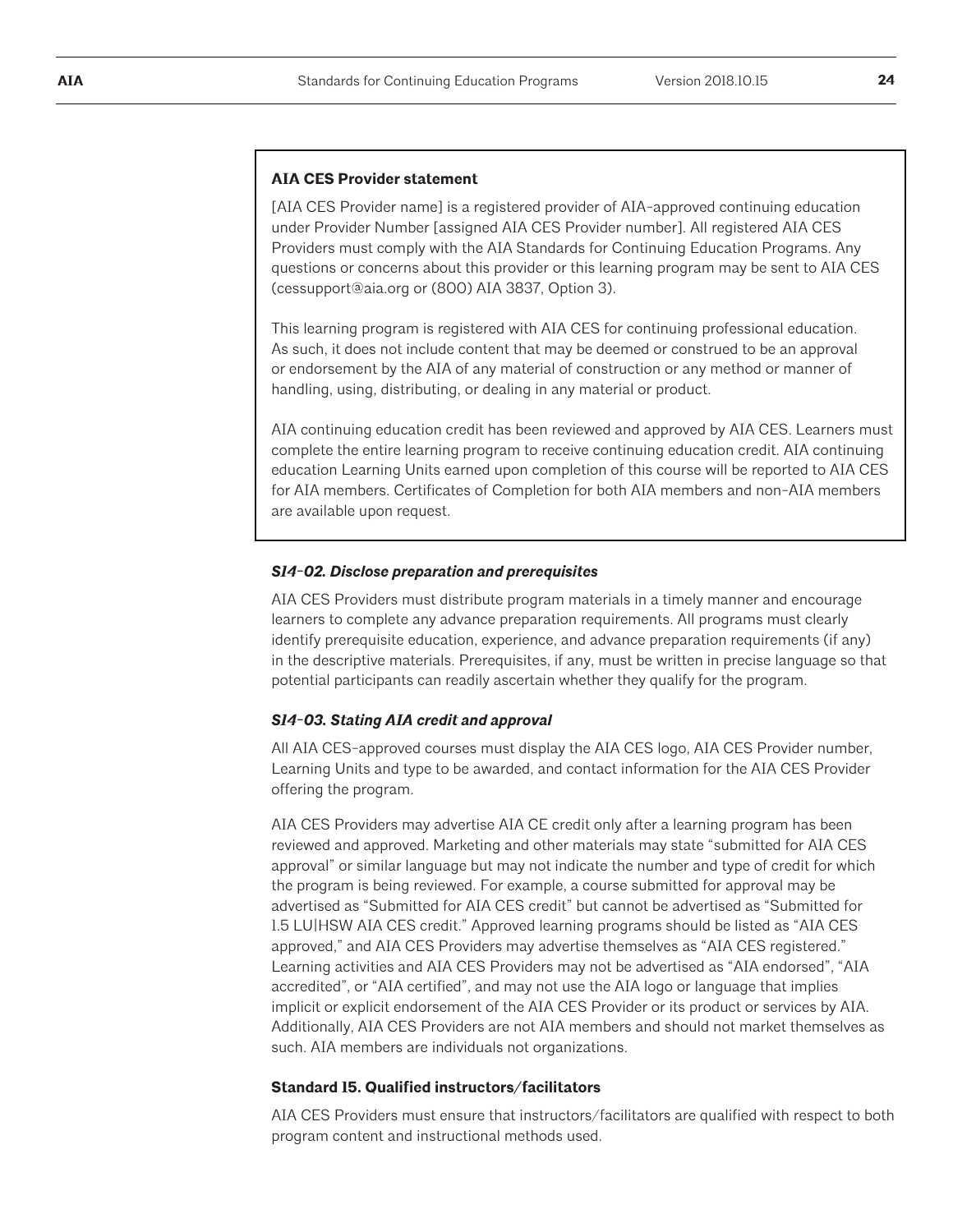**AIA CES Provider statement**

[AIA CES Provider name] is a registered provider of AIA-approved continuing education under Provider Number [assigned AIA CES Provider number]. All registered AIA CES Providers must comply with the AIA Standards for Continuing Education Programs. Any questions or concerns about this provider or this learning program may be sent to AIA CES (cessupport@aia.org or (800) AIA 3837, Option 3).

This learning program is registered with AIA CES for continuing professional education. As such, it does not include content that may be deemed or construed to be an approval or endorsement by the AIA of any material of construction or any method or manner of handling, using, distributing, or dealing in any material or product.

AIA continuing education credit has been reviewed and approved by AIA CES. Learners must complete the entire learning program to receive continuing education credit. AIA continuing education Learning Units earned upon completion of this course will be reported to AIA CES for AIA members. Certificates of Completion for both AIA members and non-AIA members are available upon request.

***S14-02. Disclose preparation and prerequisites***

AIA CES Providers must distribute program materials in a timely manner and encourage learners to complete any advance preparation requirements. All programs must clearly identify prerequisite education, experience, and advance preparation requirements (if any) in the descriptive materials. Prerequisites, if any, must be written in precise language so that potential participants can readily ascertain whether they qualify for the program.

***S14-03. Stating AIA credit and approval***

All AIA CES-approved courses must display the AIA CES logo, AIA CES Provider number, Learning Units and type to be awarded, and contact information for the AIA CES Provider offering the program.

AIA CES Providers may advertise AIA CE credit only after a learning program has been reviewed and approved. Marketing and other materials may state "submitted for AIA CES approval" or similar language but may not indicate the number and type of credit for which the program is being reviewed. For example, a course submitted for approval may be advertised as "Submitted for AIA CES credit" but cannot be advertised as "Submitted for 1.5 LU|HSW AIA CES credit." Approved learning programs should be listed as "AIA CES approved," and AIA CES Providers may advertise themselves as "AIA CES registered." Learning activities and AIA CES Providers may not be advertised as "AIA endorsed", "AIA accredited", or "AIA certified", and may not use the AIA logo or language that implies implicit or explicit endorsement of the AIA CES Provider or its product or services by AIA. Additionally, AIA CES Providers are not AIA members and should not market themselves as such. AIA members are individuals not organizations.

**Standard 15. Qualified instructors/facilitators**

AIA CES Providers must ensure that instructors/facilitators are qualified with respect to both program content and instructional methods used.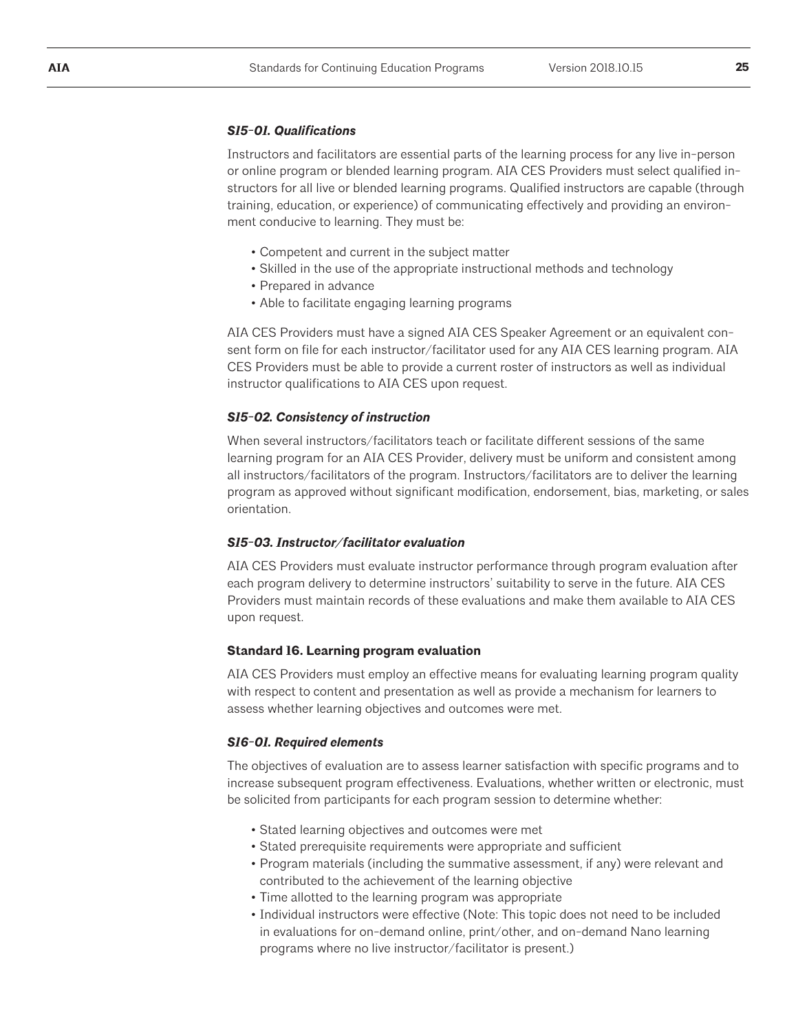#### *S15-01. Qualifications*

Instructors and facilitators are essential parts of the learning process for any live in-person or online program or blended learning program. AIA CES Providers must select qualified instructors for all live or blended learning programs. Qualified instructors are capable (through training, education, or experience) of communicating effectively and providing an environment conducive to learning. They must be:

- Competent and current in the subject matter
- Skilled in the use of the appropriate instructional methods and technology
- Prepared in advance
- Able to facilitate engaging learning programs

AIA CES Providers must have a signed AIA CES Speaker Agreement or an equivalent consent form on file for each instructor/facilitator used for any AIA CES learning program. AIA CES Providers must be able to provide a current roster of instructors as well as individual instructor qualifications to AIA CES upon request.

#### *S15-02. Consistency of instruction*

When several instructors/facilitators teach or facilitate different sessions of the same learning program for an AIA CES Provider, delivery must be uniform and consistent among all instructors/facilitators of the program. Instructors/facilitators are to deliver the learning program as approved without significant modification, endorsement, bias, marketing, or sales orientation.

#### *S15-03. Instructor/facilitator evaluation*

AIA CES Providers must evaluate instructor performance through program evaluation after each program delivery to determine instructors' suitability to serve in the future. AIA CES Providers must maintain records of these evaluations and make them available to AIA CES upon request.

### Standard 16. Learning program evaluation

AIA CES Providers must employ an effective means for evaluating learning program quality with respect to content and presentation as well as provide a mechanism for learners to assess whether learning objectives and outcomes were met.

#### *S16-01. Required elements*

The objectives of evaluation are to assess learner satisfaction with specific programs and to increase subsequent program effectiveness. Evaluations, whether written or electronic, must be solicited from participants for each program session to determine whether:

- Stated learning objectives and outcomes were met
- Stated prerequisite requirements were appropriate and sufficient
- Program materials (including the summative assessment, if any) were relevant and contributed to the achievement of the learning objective
- Time allotted to the learning program was appropriate
- Individual instructors were effective (Note: This topic does not need to be included in evaluations for on-demand online, print/other, and on-demand Nano learning programs where no live instructor/facilitator is present.)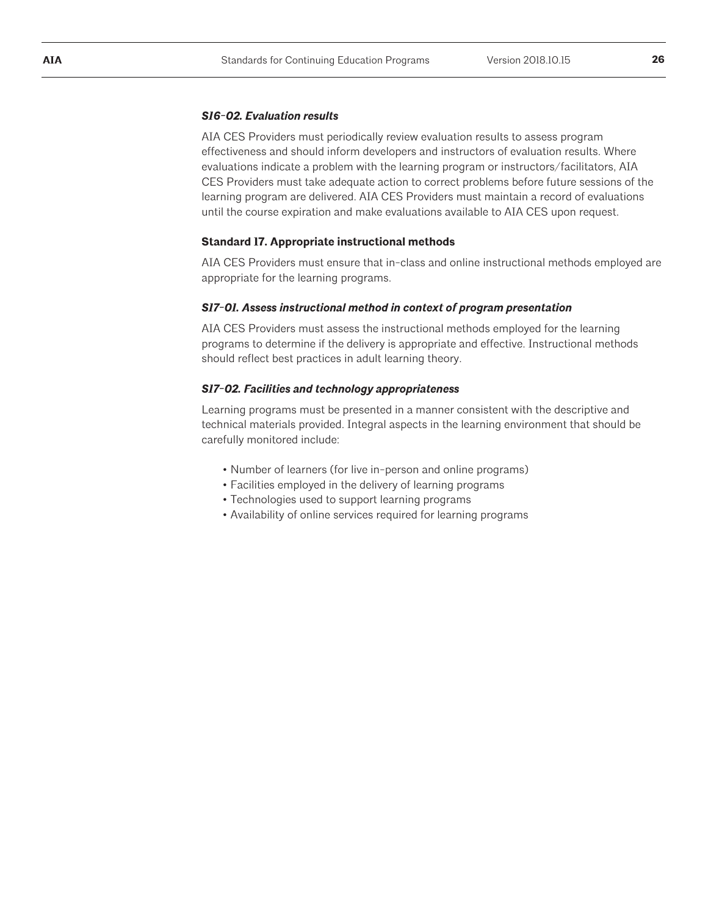***S16-02. Evaluation results***

AIA CES Providers must periodically review evaluation results to assess program effectiveness and should inform developers and instructors of evaluation results. Where evaluations indicate a problem with the learning program or instructors/facilitators, AIA CES Providers must take adequate action to correct problems before future sessions of the learning program are delivered. AIA CES Providers must maintain a record of evaluations until the course expiration and make evaluations available to AIA CES upon request.

**Standard 17. Appropriate instructional methods**

AIA CES Providers must ensure that in-class and online instructional methods employed are appropriate for the learning programs.

***S17-01. Assess instructional method in context of program presentation***

AIA CES Providers must assess the instructional methods employed for the learning programs to determine if the delivery is appropriate and effective. Instructional methods should reflect best practices in adult learning theory.

***S17-02. Facilities and technology appropriateness***

Learning programs must be presented in a manner consistent with the descriptive and technical materials provided. Integral aspects in the learning environment that should be carefully monitored include:

- Number of learners (for live in-person and online programs)
- Facilities employed in the delivery of learning programs
- Technologies used to support learning programs
- Availability of online services required for learning programs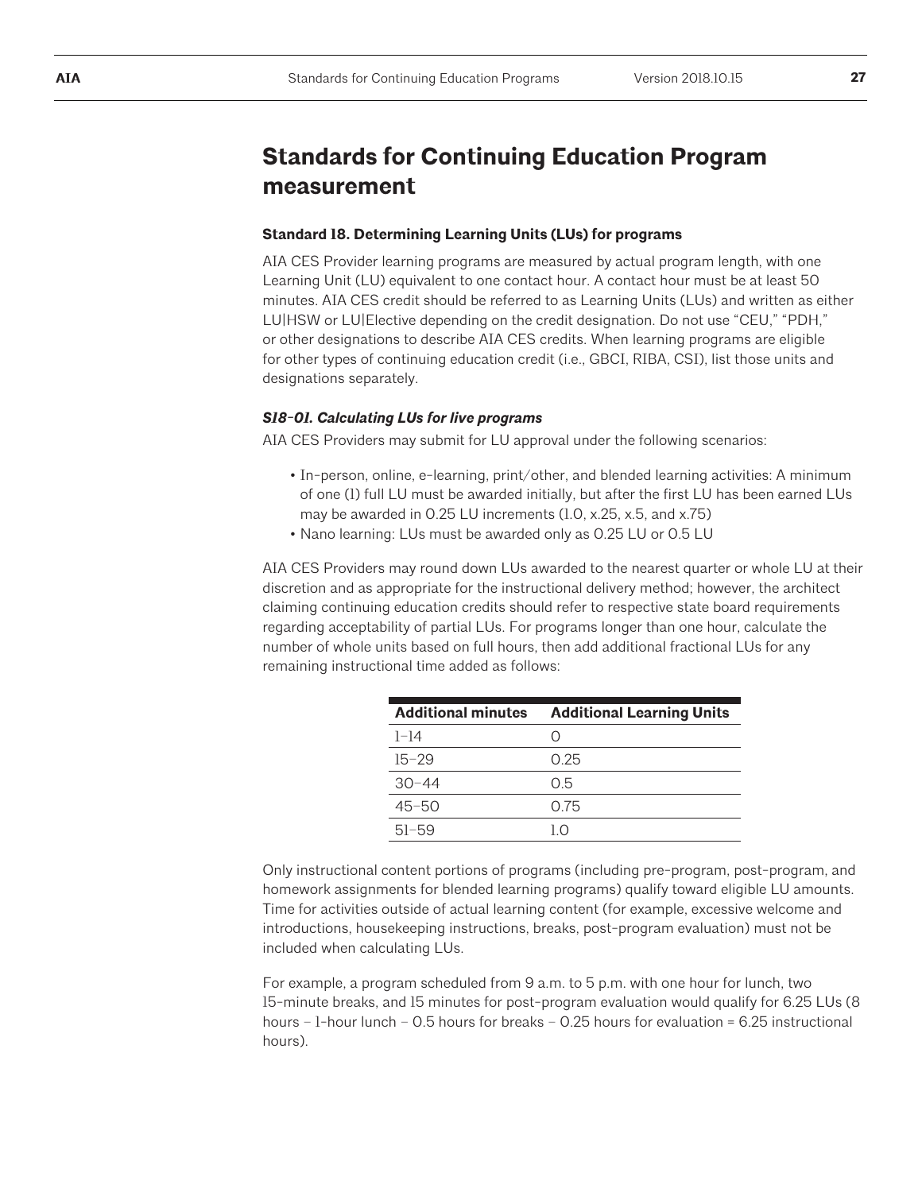## Standards for Continuing Education Program measurement

### Standard 18. Determining Learning Units (LUs) for programs

AIA CES Provider learning programs are measured by actual program length, with one Learning Unit (LU) equivalent to one contact hour. A contact hour must be at least 50 minutes. AIA CES credit should be referred to as Learning Units (LUs) and written as either LU|HSW or LU|Elective depending on the credit designation. Do not use "CEU," "PDH," or other designations to describe AIA CES credits. When learning programs are eligible for other types of continuing education credit (i.e., GBCI, RIBA, CSI), list those units and designations separately.

#### *S18-01. Calculating LUs for live programs*

AIA CES Providers may submit for LU approval under the following scenarios:

- In-person, online, e-learning, print/other, and blended learning activities: A minimum of one (1) full LU must be awarded initially, but after the first LU has been earned LUs may be awarded in 0.25 LU increments (1.0, x.25, x.5, and x.75)
- Nano learning: LUs must be awarded only as 0.25 LU or 0.5 LU

AIA CES Providers may round down LUs awarded to the nearest quarter or whole LU at their discretion and as appropriate for the instructional delivery method; however, the architect claiming continuing education credits should refer to respective state board requirements regarding acceptability of partial LUs. For programs longer than one hour, calculate the number of whole units based on full hours, then add additional fractional LUs for any remaining instructional time added as follows:

| Additional minutes | Additional Learning Units |
|---|---|
| 1–14 | 0 |
| 15–29 | 0.25 |
| 30–44 | 0.5 |
| 45–50 | 0.75 |
| 51–59 | 1.0 |

Only instructional content portions of programs (including pre-program, post-program, and homework assignments for blended learning programs) qualify toward eligible LU amounts. Time for activities outside of actual learning content (for example, excessive welcome and introductions, housekeeping instructions, breaks, post-program evaluation) must not be included when calculating LUs.

For example, a program scheduled from 9 a.m. to 5 p.m. with one hour for lunch, two 15-minute breaks, and 15 minutes for post-program evaluation would qualify for 6.25 LUs (8 hours – 1-hour lunch – 0.5 hours for breaks – 0.25 hours for evaluation = 6.25 instructional hours).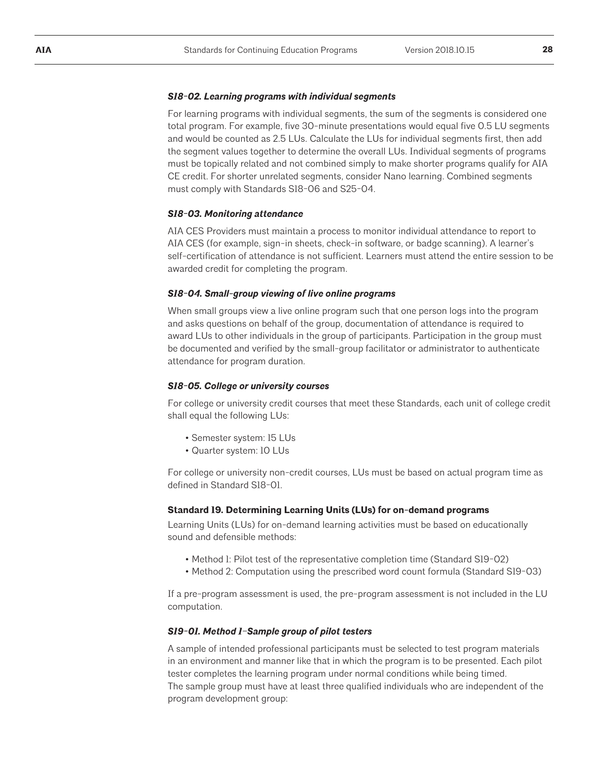#### *S18-02. Learning programs with individual segments*

For learning programs with individual segments, the sum of the segments is considered one total program. For example, five 30-minute presentations would equal five 0.5 LU segments and would be counted as 2.5 LUs. Calculate the LUs for individual segments first, then add the segment values together to determine the overall LUs. Individual segments of programs must be topically related and not combined simply to make shorter programs qualify for AIA CE credit. For shorter unrelated segments, consider Nano learning. Combined segments must comply with Standards S18-06 and S25-04.

#### *S18-03. Monitoring attendance*

AIA CES Providers must maintain a process to monitor individual attendance to report to AIA CES (for example, sign-in sheets, check-in software, or badge scanning). A learner's self-certification of attendance is not sufficient. Learners must attend the entire session to be awarded credit for completing the program.

#### *S18-04. Small-group viewing of live online programs*

When small groups view a live online program such that one person logs into the program and asks questions on behalf of the group, documentation of attendance is required to award LUs to other individuals in the group of participants. Participation in the group must be documented and verified by the small-group facilitator or administrator to authenticate attendance for program duration.

#### *S18-05. College or university courses*

For college or university credit courses that meet these Standards, each unit of college credit shall equal the following LUs:

- Semester system: 15 LUs
- Quarter system: 10 LUs

For college or university non-credit courses, LUs must be based on actual program time as defined in Standard S18-01.

### Standard 19. Determining Learning Units (LUs) for on-demand programs

Learning Units (LUs) for on-demand learning activities must be based on educationally sound and defensible methods:

- Method 1: Pilot test of the representative completion time (Standard S19-02)
- Method 2: Computation using the prescribed word count formula (Standard S19-03)

If a pre-program assessment is used, the pre-program assessment is not included in the LU computation.

#### *S19-01. Method 1–Sample group of pilot testers*

A sample of intended professional participants must be selected to test program materials in an environment and manner like that in which the program is to be presented. Each pilot tester completes the learning program under normal conditions while being timed.
The sample group must have at least three qualified individuals who are independent of the program development group: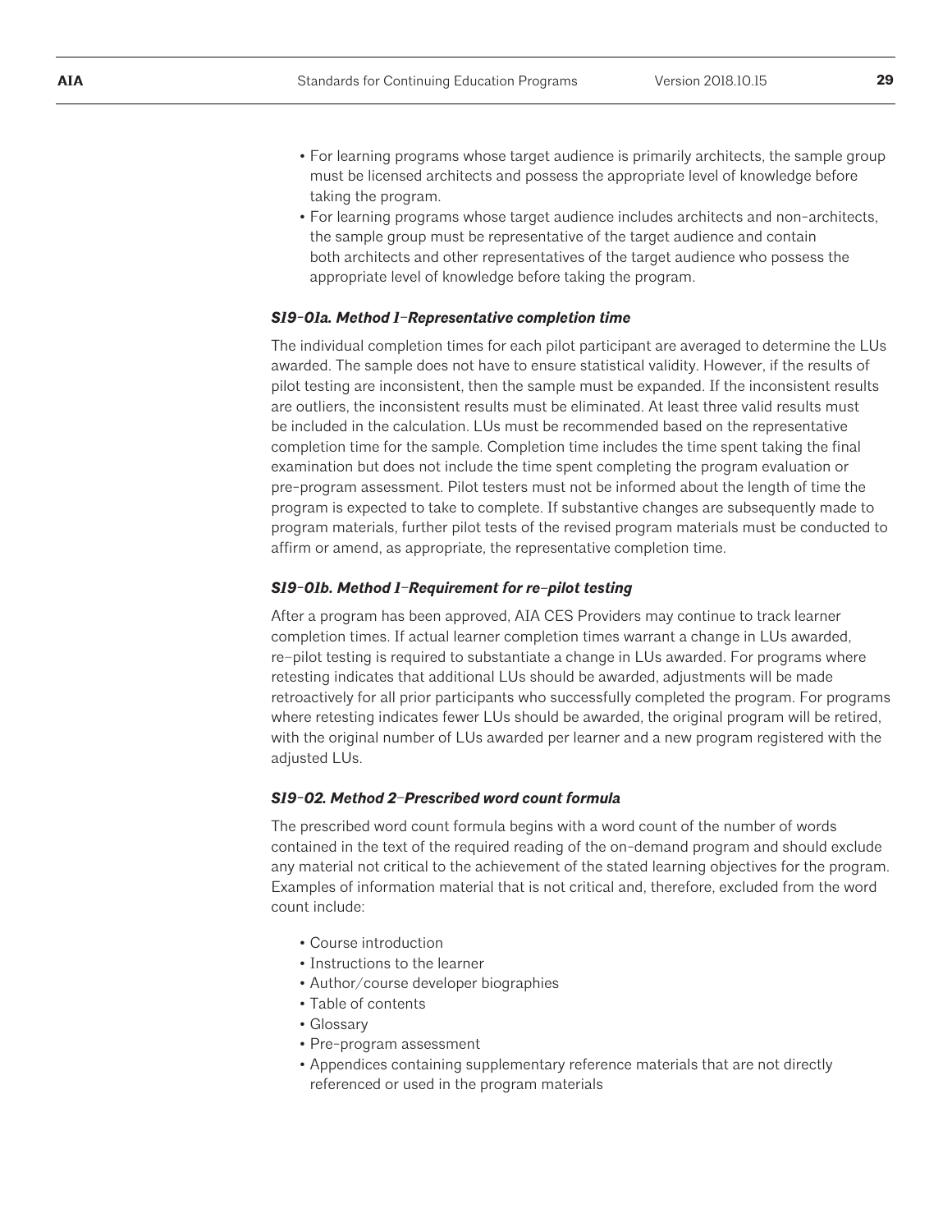- For learning programs whose target audience is primarily architects, the sample group must be licensed architects and possess the appropriate level of knowledge before taking the program.
- For learning programs whose target audience includes architects and non-architects, the sample group must be representative of the target audience and contain both architects and other representatives of the target audience who possess the appropriate level of knowledge before taking the program.

#### *S19-01a. Method 1–Representative completion time*

The individual completion times for each pilot participant are averaged to determine the LUs awarded. The sample does not have to ensure statistical validity. However, if the results of pilot testing are inconsistent, then the sample must be expanded. If the inconsistent results are outliers, the inconsistent results must be eliminated. At least three valid results must be included in the calculation. LUs must be recommended based on the representative completion time for the sample. Completion time includes the time spent taking the final examination but does not include the time spent completing the program evaluation or pre-program assessment. Pilot testers must not be informed about the length of time the program is expected to take to complete. If substantive changes are subsequently made to program materials, further pilot tests of the revised program materials must be conducted to affirm or amend, as appropriate, the representative completion time.

#### *S19-01b. Method 1–Requirement for re-pilot testing*

After a program has been approved, AIA CES Providers may continue to track learner completion times. If actual learner completion times warrant a change in LUs awarded, re-pilot testing is required to substantiate a change in LUs awarded. For programs where retesting indicates that additional LUs should be awarded, adjustments will be made retroactively for all prior participants who successfully completed the program. For programs where retesting indicates fewer LUs should be awarded, the original program will be retired, with the original number of LUs awarded per learner and a new program registered with the adjusted LUs.

#### *S19-02. Method 2–Prescribed word count formula*

The prescribed word count formula begins with a word count of the number of words contained in the text of the required reading of the on-demand program and should exclude any material not critical to the achievement of the stated learning objectives for the program. Examples of information material that is not critical and, therefore, excluded from the word count include:

- Course introduction
- Instructions to the learner
- Author/course developer biographies
- Table of contents
- Glossary
- Pre-program assessment
- Appendices containing supplementary reference materials that are not directly referenced or used in the program materials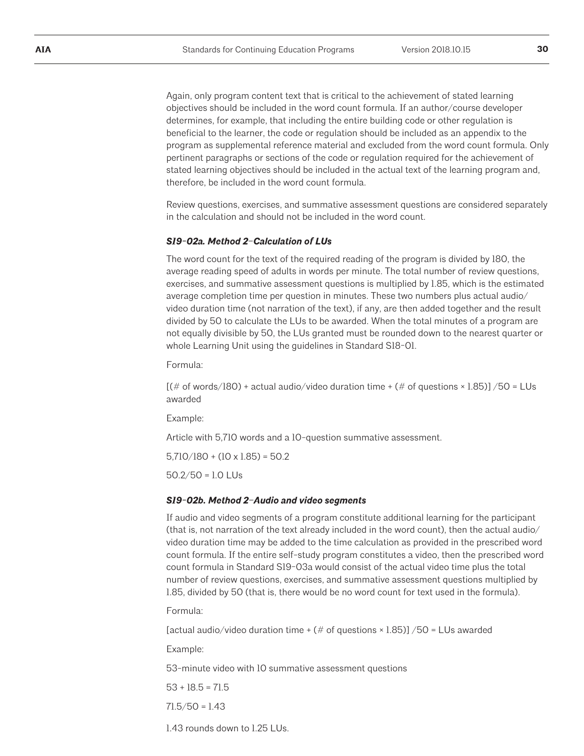Again, only program content text that is critical to the achievement of stated learning objectives should be included in the word count formula. If an author/course developer determines, for example, that including the entire building code or other regulation is beneficial to the learner, the code or regulation should be included as an appendix to the program as supplemental reference material and excluded from the word count formula. Only pertinent paragraphs or sections of the code or regulation required for the achievement of stated learning objectives should be included in the actual text of the learning program and, therefore, be included in the word count formula.

Review questions, exercises, and summative assessment questions are considered separately in the calculation and should not be included in the word count.

### *S19-02a. Method 2–Calculation of LUs*

The word count for the text of the required reading of the program is divided by 180, the average reading speed of adults in words per minute. The total number of review questions, exercises, and summative assessment questions is multiplied by 1.85, which is the estimated average completion time per question in minutes. These two numbers plus actual audio/video duration time (not narration of the text), if any, are then added together and the result divided by 50 to calculate the LUs to be awarded. When the total minutes of a program are not equally divisible by 50, the LUs granted must be rounded down to the nearest quarter or whole Learning Unit using the guidelines in Standard S18-01.

Formula:

[(# of words/180) + actual audio/video duration time + (# of questions × 1.85)] /50 = LUs awarded

Example:

Article with 5,710 words and a 10-question summative assessment.

5,710/180 + (10 x 1.85) = 50.2

50.2/50 = 1.0 LUs

### *S19-02b. Method 2–Audio and video segments*

If audio and video segments of a program constitute additional learning for the participant (that is, not narration of the text already included in the word count), then the actual audio/video duration time may be added to the time calculation as provided in the prescribed word count formula. If the entire self-study program constitutes a video, then the prescribed word count formula in Standard S19-03a would consist of the actual video time plus the total number of review questions, exercises, and summative assessment questions multiplied by 1.85, divided by 50 (that is, there would be no word count for text used in the formula).

Formula:

[actual audio/video duration time + (# of questions × 1.85)] /50 = LUs awarded

Example:

53-minute video with 10 summative assessment questions

53 + 18.5 = 71.5

71.5/50 = 1.43

1.43 rounds down to 1.25 LUs.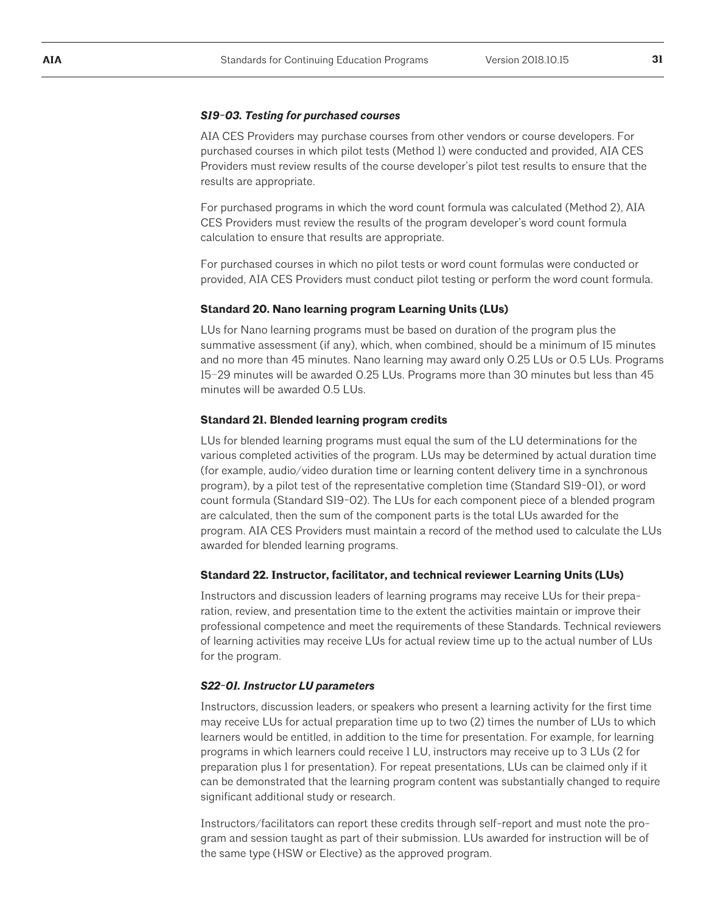#### *S19-03. Testing for purchased courses*

AIA CES Providers may purchase courses from other vendors or course developers. For purchased courses in which pilot tests (Method 1) were conducted and provided, AIA CES Providers must review results of the course developer's pilot test results to ensure that the results are appropriate.

For purchased programs in which the word count formula was calculated (Method 2), AIA CES Providers must review the results of the program developer's word count formula calculation to ensure that results are appropriate.

For purchased courses in which no pilot tests or word count formulas were conducted or provided, AIA CES Providers must conduct pilot testing or perform the word count formula.

### Standard 20. Nano learning program Learning Units (LUs)

LUs for Nano learning programs must be based on duration of the program plus the summative assessment (if any), which, when combined, should be a minimum of 15 minutes and no more than 45 minutes. Nano learning may award only 0.25 LUs or 0.5 LUs. Programs 15–29 minutes will be awarded 0.25 LUs. Programs more than 30 minutes but less than 45 minutes will be awarded 0.5 LUs.

### Standard 21. Blended learning program credits

LUs for blended learning programs must equal the sum of the LU determinations for the various completed activities of the program. LUs may be determined by actual duration time (for example, audio/video duration time or learning content delivery time in a synchronous program), by a pilot test of the representative completion time (Standard S19-01), or word count formula (Standard S19-02). The LUs for each component piece of a blended program are calculated, then the sum of the component parts is the total LUs awarded for the program. AIA CES Providers must maintain a record of the method used to calculate the LUs awarded for blended learning programs.

### Standard 22. Instructor, facilitator, and technical reviewer Learning Units (LUs)

Instructors and discussion leaders of learning programs may receive LUs for their preparation, review, and presentation time to the extent the activities maintain or improve their professional competence and meet the requirements of these Standards. Technical reviewers of learning activities may receive LUs for actual review time up to the actual number of LUs for the program.

#### *S22-01. Instructor LU parameters*

Instructors, discussion leaders, or speakers who present a learning activity for the first time may receive LUs for actual preparation time up to two (2) times the number of LUs to which learners would be entitled, in addition to the time for presentation. For example, for learning programs in which learners could receive 1 LU, instructors may receive up to 3 LUs (2 for preparation plus 1 for presentation). For repeat presentations, LUs can be claimed only if it can be demonstrated that the learning program content was substantially changed to require significant additional study or research.

Instructors/facilitators can report these credits through self-report and must note the program and session taught as part of their submission. LUs awarded for instruction will be of the same type (HSW or Elective) as the approved program.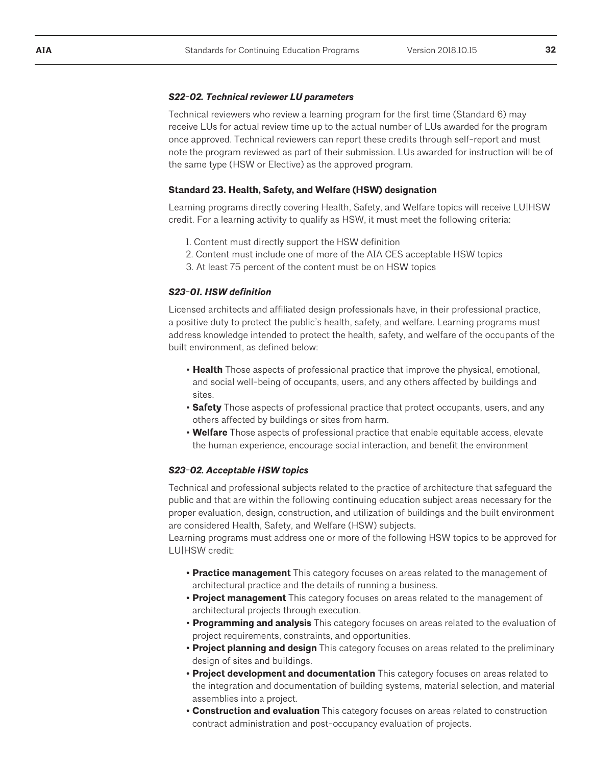#### *S22-02. Technical reviewer LU parameters*

Technical reviewers who review a learning program for the first time (Standard 6) may receive LUs for actual review time up to the actual number of LUs awarded for the program once approved. Technical reviewers can report these credits through self-report and must note the program reviewed as part of their submission. LUs awarded for instruction will be of the same type (HSW or Elective) as the approved program.

### Standard 23. Health, Safety, and Welfare (HSW) designation

Learning programs directly covering Health, Safety, and Welfare topics will receive LU|HSW credit. For a learning activity to qualify as HSW, it must meet the following criteria:

1. Content must directly support the HSW definition
2. Content must include one of more of the AIA CES acceptable HSW topics
3. At least 75 percent of the content must be on HSW topics

#### *S23-01. HSW definition*

Licensed architects and affiliated design professionals have, in their professional practice, a positive duty to protect the public's health, safety, and welfare. Learning programs must address knowledge intended to protect the health, safety, and welfare of the occupants of the built environment, as defined below:

- **Health** Those aspects of professional practice that improve the physical, emotional, and social well-being of occupants, users, and any others affected by buildings and sites.
- **Safety** Those aspects of professional practice that protect occupants, users, and any others affected by buildings or sites from harm.
- **Welfare** Those aspects of professional practice that enable equitable access, elevate the human experience, encourage social interaction, and benefit the environment

#### *S23-02. Acceptable HSW topics*

Technical and professional subjects related to the practice of architecture that safeguard the public and that are within the following continuing education subject areas necessary for the proper evaluation, design, construction, and utilization of buildings and the built environment are considered Health, Safety, and Welfare (HSW) subjects.

Learning programs must address one or more of the following HSW topics to be approved for LU|HSW credit:

- **Practice management** This category focuses on areas related to the management of architectural practice and the details of running a business.
- **Project management** This category focuses on areas related to the management of architectural projects through execution.
- **Programming and analysis** This category focuses on areas related to the evaluation of project requirements, constraints, and opportunities.
- **Project planning and design** This category focuses on areas related to the preliminary design of sites and buildings.
- **Project development and documentation** This category focuses on areas related to the integration and documentation of building systems, material selection, and material assemblies into a project.
- **Construction and evaluation** This category focuses on areas related to construction contract administration and post-occupancy evaluation of projects.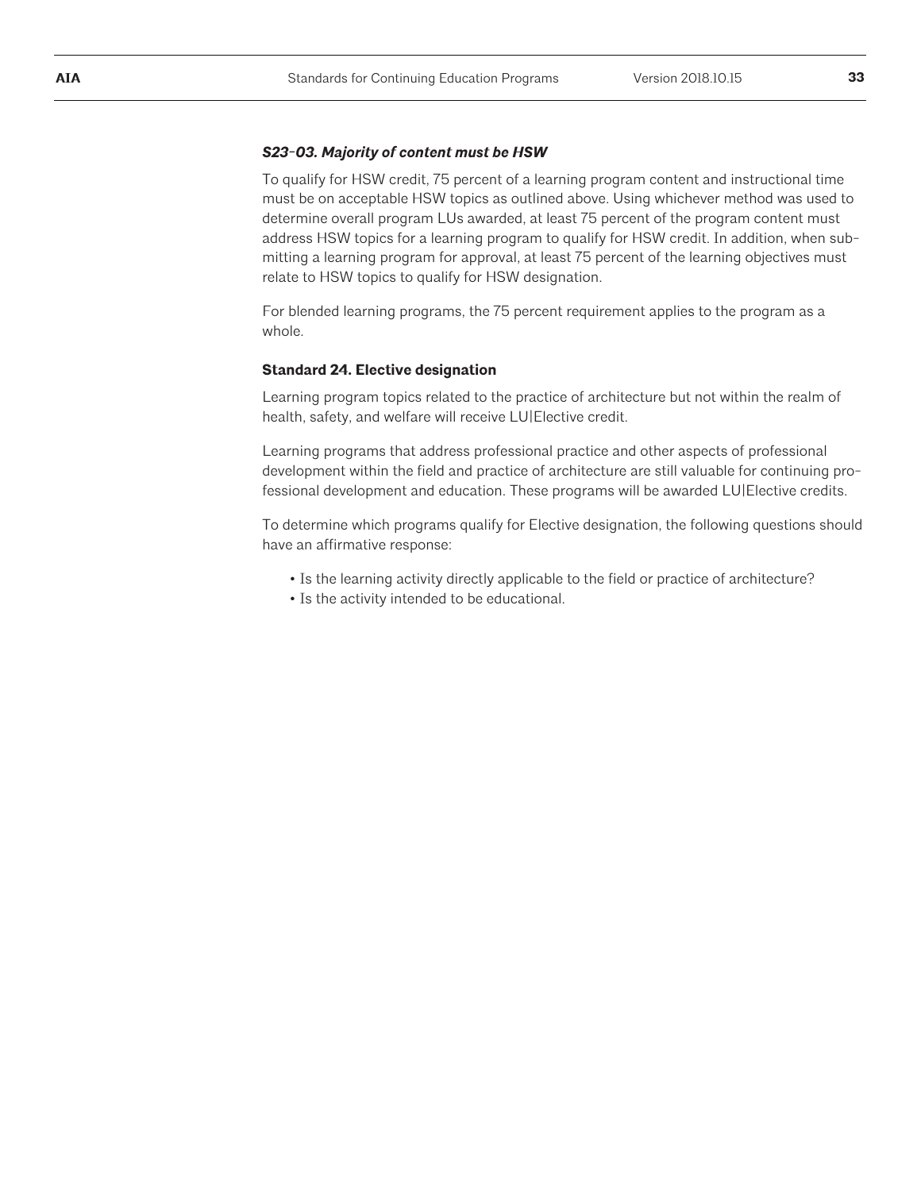***S23-03. Majority of content must be HSW***

To qualify for HSW credit, 75 percent of a learning program content and instructional time must be on acceptable HSW topics as outlined above. Using whichever method was used to determine overall program LUs awarded, at least 75 percent of the program content must address HSW topics for a learning program to qualify for HSW credit. In addition, when submitting a learning program for approval, at least 75 percent of the learning objectives must relate to HSW topics to qualify for HSW designation.

For blended learning programs, the 75 percent requirement applies to the program as a whole.

**Standard 24. Elective designation**

Learning program topics related to the practice of architecture but not within the realm of health, safety, and welfare will receive LU|Elective credit.

Learning programs that address professional practice and other aspects of professional development within the field and practice of architecture are still valuable for continuing professional development and education. These programs will be awarded LU|Elective credits.

To determine which programs qualify for Elective designation, the following questions should have an affirmative response:

- Is the learning activity directly applicable to the field or practice of architecture?
- Is the activity intended to be educational.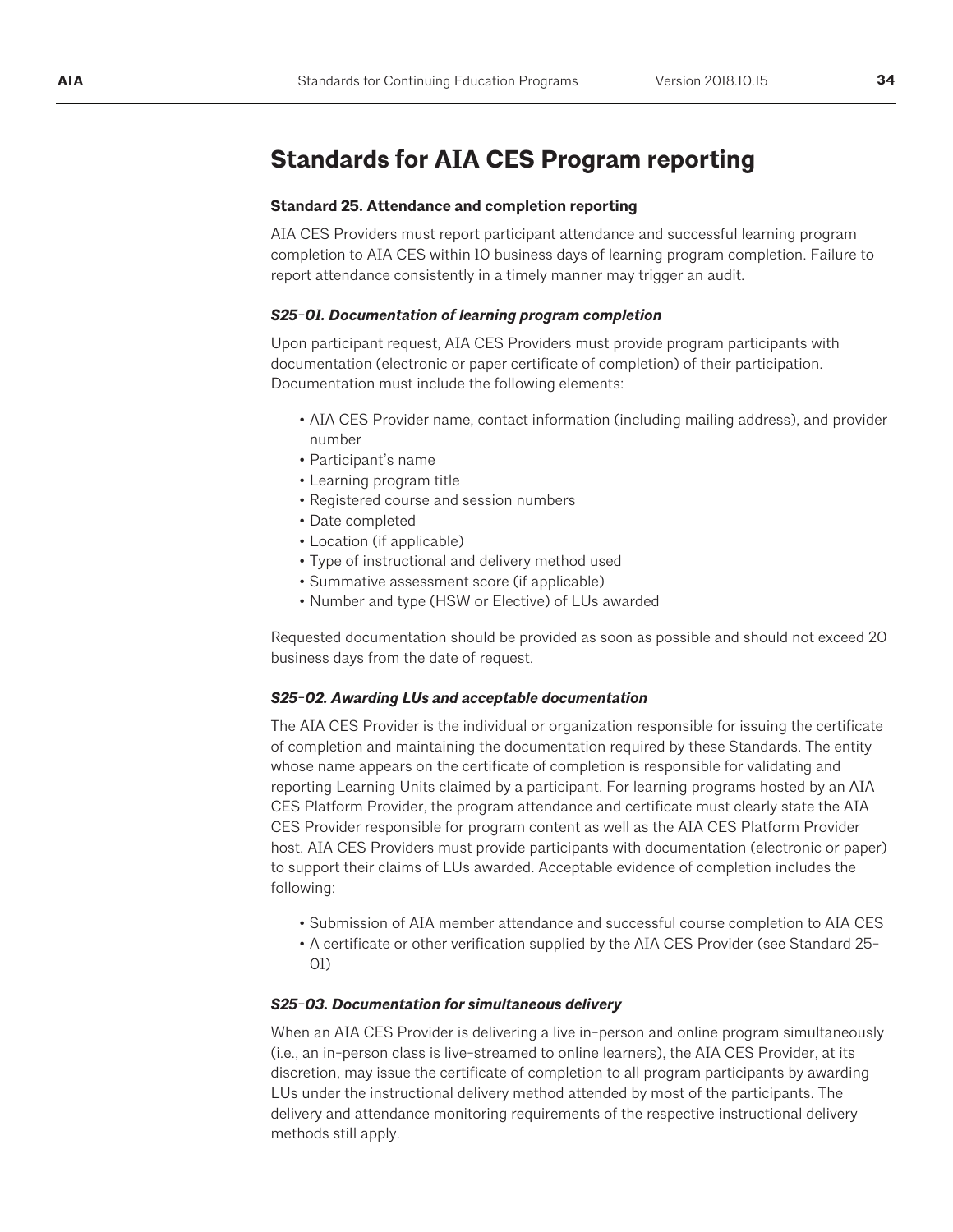## Standards for AIA CES Program reporting

**Standard 25. Attendance and completion reporting**

AIA CES Providers must report participant attendance and successful learning program completion to AIA CES within 10 business days of learning program completion. Failure to report attendance consistently in a timely manner may trigger an audit.

***S25-01. Documentation of learning program completion***

Upon participant request, AIA CES Providers must provide program participants with documentation (electronic or paper certificate of completion) of their participation. Documentation must include the following elements:

- AIA CES Provider name, contact information (including mailing address), and provider number
- Participant's name
- Learning program title
- Registered course and session numbers
- Date completed
- Location (if applicable)
- Type of instructional and delivery method used
- Summative assessment score (if applicable)
- Number and type (HSW or Elective) of LUs awarded

Requested documentation should be provided as soon as possible and should not exceed 20 business days from the date of request.

***S25-02. Awarding LUs and acceptable documentation***

The AIA CES Provider is the individual or organization responsible for issuing the certificate of completion and maintaining the documentation required by these Standards. The entity whose name appears on the certificate of completion is responsible for validating and reporting Learning Units claimed by a participant. For learning programs hosted by an AIA CES Platform Provider, the program attendance and certificate must clearly state the AIA CES Provider responsible for program content as well as the AIA CES Platform Provider host. AIA CES Providers must provide participants with documentation (electronic or paper) to support their claims of LUs awarded. Acceptable evidence of completion includes the following:

- Submission of AIA member attendance and successful course completion to AIA CES
- A certificate or other verification supplied by the AIA CES Provider (see Standard 25-01)

***S25-03. Documentation for simultaneous delivery***

When an AIA CES Provider is delivering a live in-person and online program simultaneously (i.e., an in-person class is live-streamed to online learners), the AIA CES Provider, at its discretion, may issue the certificate of completion to all program participants by awarding LUs under the instructional delivery method attended by most of the participants. The delivery and attendance monitoring requirements of the respective instructional delivery methods still apply.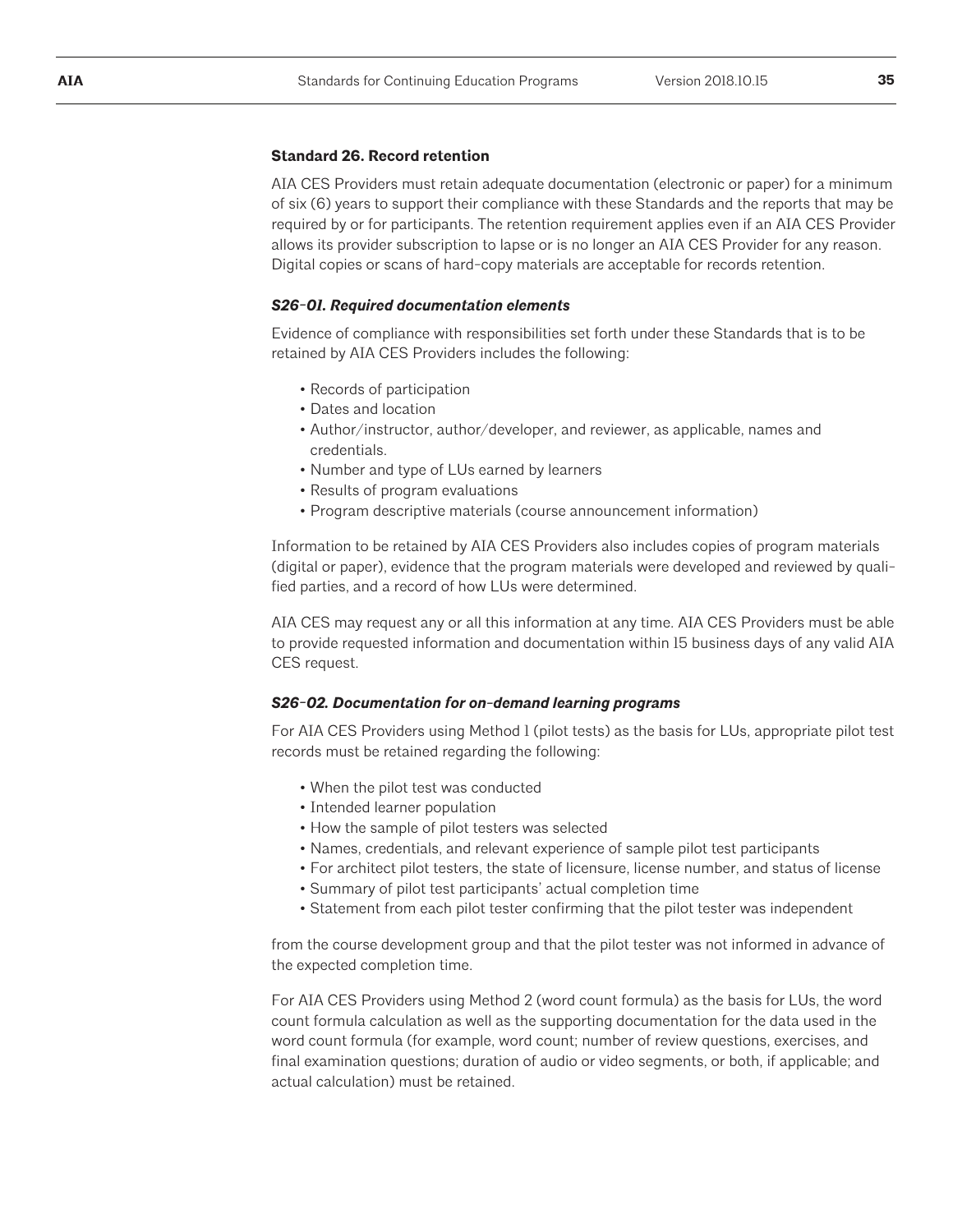### Standard 26. Record retention

AIA CES Providers must retain adequate documentation (electronic or paper) for a minimum of six (6) years to support their compliance with these Standards and the reports that may be required by or for participants. The retention requirement applies even if an AIA CES Provider allows its provider subscription to lapse or is no longer an AIA CES Provider for any reason. Digital copies or scans of hard-copy materials are acceptable for records retention.

#### *S26-01. Required documentation elements*

Evidence of compliance with responsibilities set forth under these Standards that is to be retained by AIA CES Providers includes the following:

- Records of participation
- Dates and location
- Author/instructor, author/developer, and reviewer, as applicable, names and credentials.
- Number and type of LUs earned by learners
- Results of program evaluations
- Program descriptive materials (course announcement information)

Information to be retained by AIA CES Providers also includes copies of program materials (digital or paper), evidence that the program materials were developed and reviewed by qualified parties, and a record of how LUs were determined.

AIA CES may request any or all this information at any time. AIA CES Providers must be able to provide requested information and documentation within 15 business days of any valid AIA CES request.

#### *S26-02. Documentation for on-demand learning programs*

For AIA CES Providers using Method 1 (pilot tests) as the basis for LUs, appropriate pilot test records must be retained regarding the following:

- When the pilot test was conducted
- Intended learner population
- How the sample of pilot testers was selected
- Names, credentials, and relevant experience of sample pilot test participants
- For architect pilot testers, the state of licensure, license number, and status of license
- Summary of pilot test participants' actual completion time
- Statement from each pilot tester confirming that the pilot tester was independent

from the course development group and that the pilot tester was not informed in advance of the expected completion time.

For AIA CES Providers using Method 2 (word count formula) as the basis for LUs, the word count formula calculation as well as the supporting documentation for the data used in the word count formula (for example, word count; number of review questions, exercises, and final examination questions; duration of audio or video segments, or both, if applicable; and actual calculation) must be retained.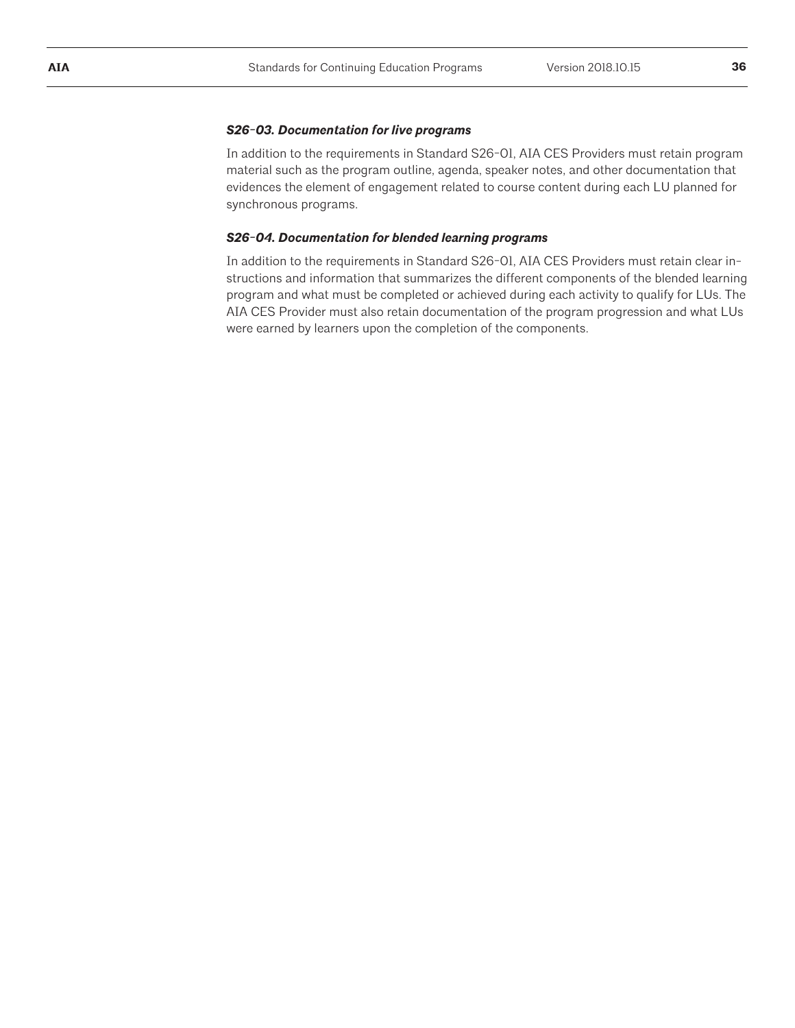#### *S26-03. Documentation for live programs*

In addition to the requirements in Standard S26-01, AIA CES Providers must retain program material such as the program outline, agenda, speaker notes, and other documentation that evidences the element of engagement related to course content during each LU planned for synchronous programs.

#### *S26-04. Documentation for blended learning programs*

In addition to the requirements in Standard S26-01, AIA CES Providers must retain clear instructions and information that summarizes the different components of the blended learning program and what must be completed or achieved during each activity to qualify for LUs. The AIA CES Provider must also retain documentation of the program progression and what LUs were earned by learners upon the completion of the components.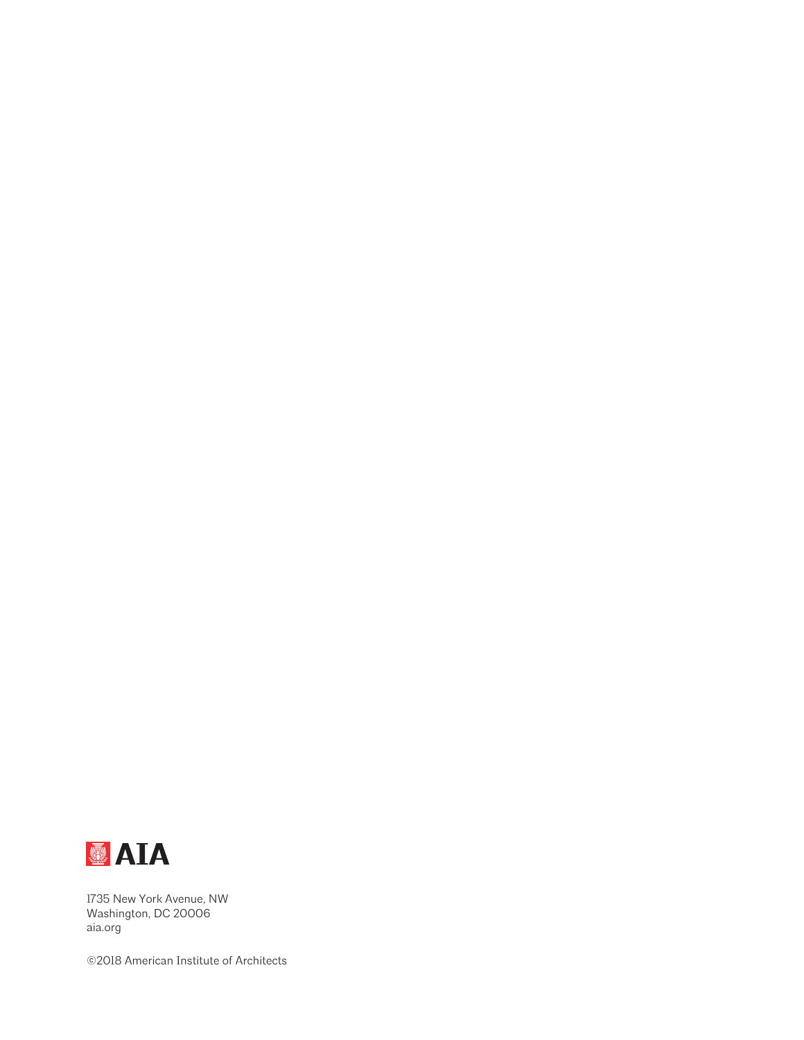AIA

1735 New York Avenue, NW
Washington, DC 20006
aia.org

©2018 American Institute of Architects